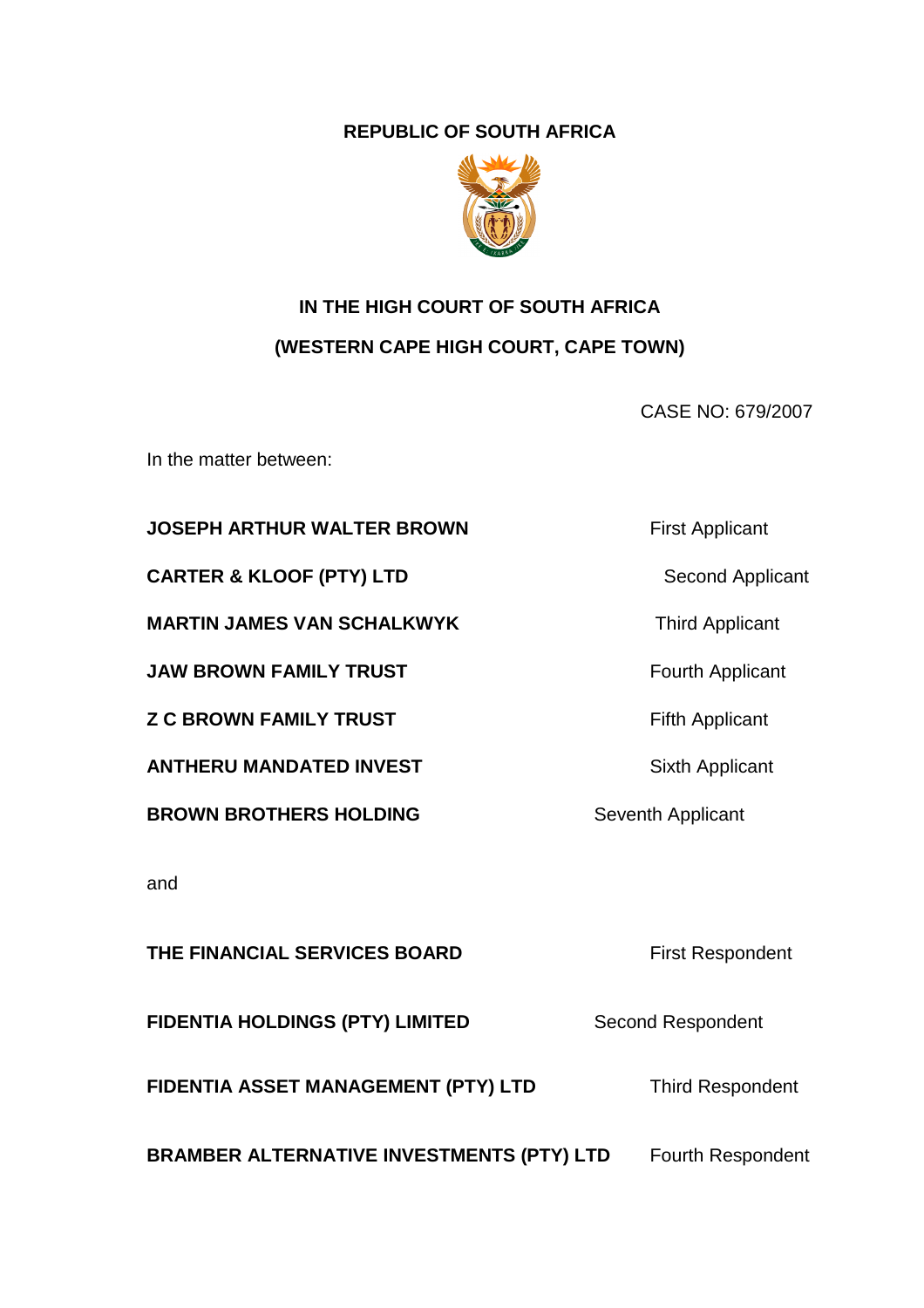**REPUBLIC OF SOUTH AFRICA**

**IN THE HIGH COURT OF SOUTH AFRICA**

**(WESTERN CAPE HIGH COURT, CAPE TOWN)**

CASE NO: 679/2007

In the matter between:

| | |
|---|---|
| **JOSEPH ARTHUR WALTER BROWN** | First Applicant |
| **CARTER & KLOOF (PTY) LTD** | Second Applicant |
| **MARTIN JAMES VAN SCHALKWYK** | Third Applicant |
| **JAW BROWN FAMILY TRUST** | Fourth Applicant |
| **Z C BROWN FAMILY TRUST** | Fifth Applicant |
| **ANTHERU MANDATED INVEST** | Sixth Applicant |
| **BROWN BROTHERS HOLDING** | Seventh Applicant |

and

| | |
|---|---|
| **THE FINANCIAL SERVICES BOARD** | First Respondent |
| **FIDENTIA HOLDINGS (PTY) LIMITED** | Second Respondent |
| **FIDENTIA ASSET MANAGEMENT (PTY) LTD** | Third Respondent |
| **BRAMBER ALTERNATIVE INVESTMENTS (PTY) LTD** | Fourth Respondent |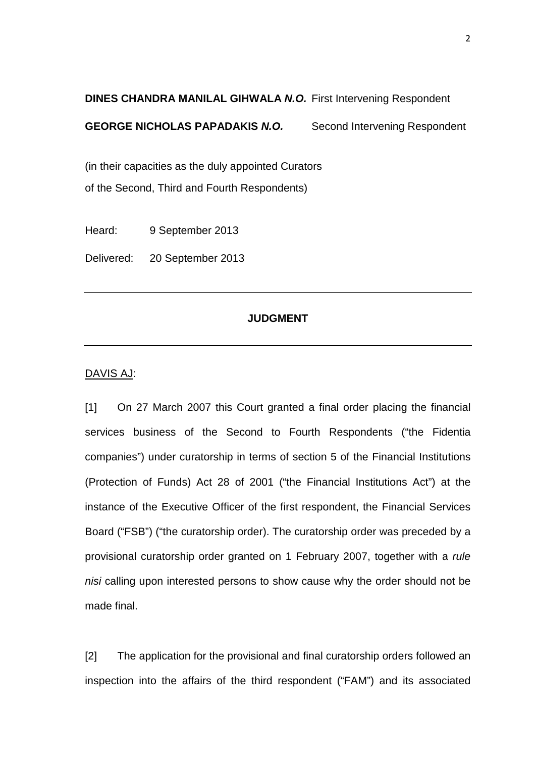**DINES CHANDRA MANILAL GIHWALA *N.O.*** First Intervening Respondent

**GEORGE NICHOLAS PAPADAKIS *N.O.*** Second Intervening Respondent

(in their capacities as the duly appointed Curators of the Second, Third and Fourth Respondents)

Heard: 9 September 2013

Delivered: 20 September 2013

---

**JUDGMENT**

---

DAVIS AJ:

[1] On 27 March 2007 this Court granted a final order placing the financial services business of the Second to Fourth Respondents ("the Fidentia companies") under curatorship in terms of section 5 of the Financial Institutions (Protection of Funds) Act 28 of 2001 ("the Financial Institutions Act") at the instance of the Executive Officer of the first respondent, the Financial Services Board ("FSB") ("the curatorship order). The curatorship order was preceded by a provisional curatorship order granted on 1 February 2007, together with a *rule nisi* calling upon interested persons to show cause why the order should not be made final.

[2] The application for the provisional and final curatorship orders followed an inspection into the affairs of the third respondent ("FAM") and its associated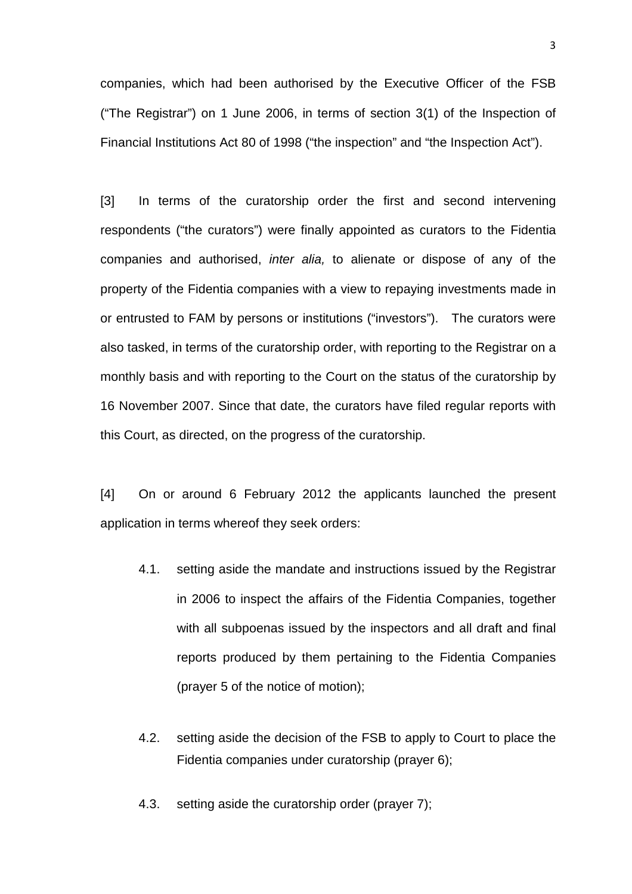companies, which had been authorised by the Executive Officer of the FSB ("The Registrar") on 1 June 2006, in terms of section 3(1) of the Inspection of Financial Institutions Act 80 of 1998 ("the inspection" and "the Inspection Act").

[3] In terms of the curatorship order the first and second intervening respondents ("the curators") were finally appointed as curators to the Fidentia companies and authorised, *inter alia,* to alienate or dispose of any of the property of the Fidentia companies with a view to repaying investments made in or entrusted to FAM by persons or institutions ("investors"). The curators were also tasked, in terms of the curatorship order, with reporting to the Registrar on a monthly basis and with reporting to the Court on the status of the curatorship by 16 November 2007. Since that date, the curators have filed regular reports with this Court, as directed, on the progress of the curatorship.

[4] On or around 6 February 2012 the applicants launched the present application in terms whereof they seek orders:

4.1. setting aside the mandate and instructions issued by the Registrar in 2006 to inspect the affairs of the Fidentia Companies, together with all subpoenas issued by the inspectors and all draft and final reports produced by them pertaining to the Fidentia Companies (prayer 5 of the notice of motion);

4.2. setting aside the decision of the FSB to apply to Court to place the Fidentia companies under curatorship (prayer 6);

4.3. setting aside the curatorship order (prayer 7);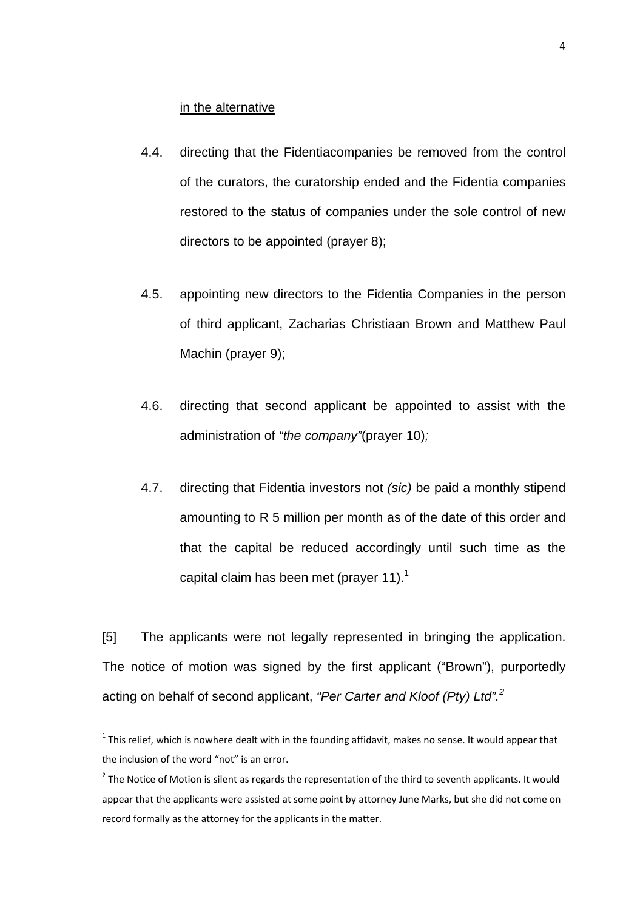<u>in the alternative</u>

4.4. directing that the Fidentiacompanies be removed from the control of the curators, the curatorship ended and the Fidentia companies restored to the status of companies under the sole control of new directors to be appointed (prayer 8);

4.5. appointing new directors to the Fidentia Companies in the person of third applicant, Zacharias Christiaan Brown and Matthew Paul Machin (prayer 9);

4.6. directing that second applicant be appointed to assist with the administration of *"the company"*(prayer 10)*;*

4.7. directing that Fidentia investors not *(sic)* be paid a monthly stipend amounting to R 5 million per month as of the date of this order and that the capital be reduced accordingly until such time as the capital claim has been met (prayer 11).[1]

[5] The applicants were not legally represented in bringing the application. The notice of motion was signed by the first applicant ("Brown"), purportedly acting on behalf of second applicant, *"Per Carter and Kloof (Pty) Ltd".*[2]

---

[1] This relief, which is nowhere dealt with in the founding affidavit, makes no sense. It would appear that the inclusion of the word "not" is an error.

[2] The Notice of Motion is silent as regards the representation of the third to seventh applicants. It would appear that the applicants were assisted at some point by attorney June Marks, but she did not come on record formally as the attorney for the applicants in the matter.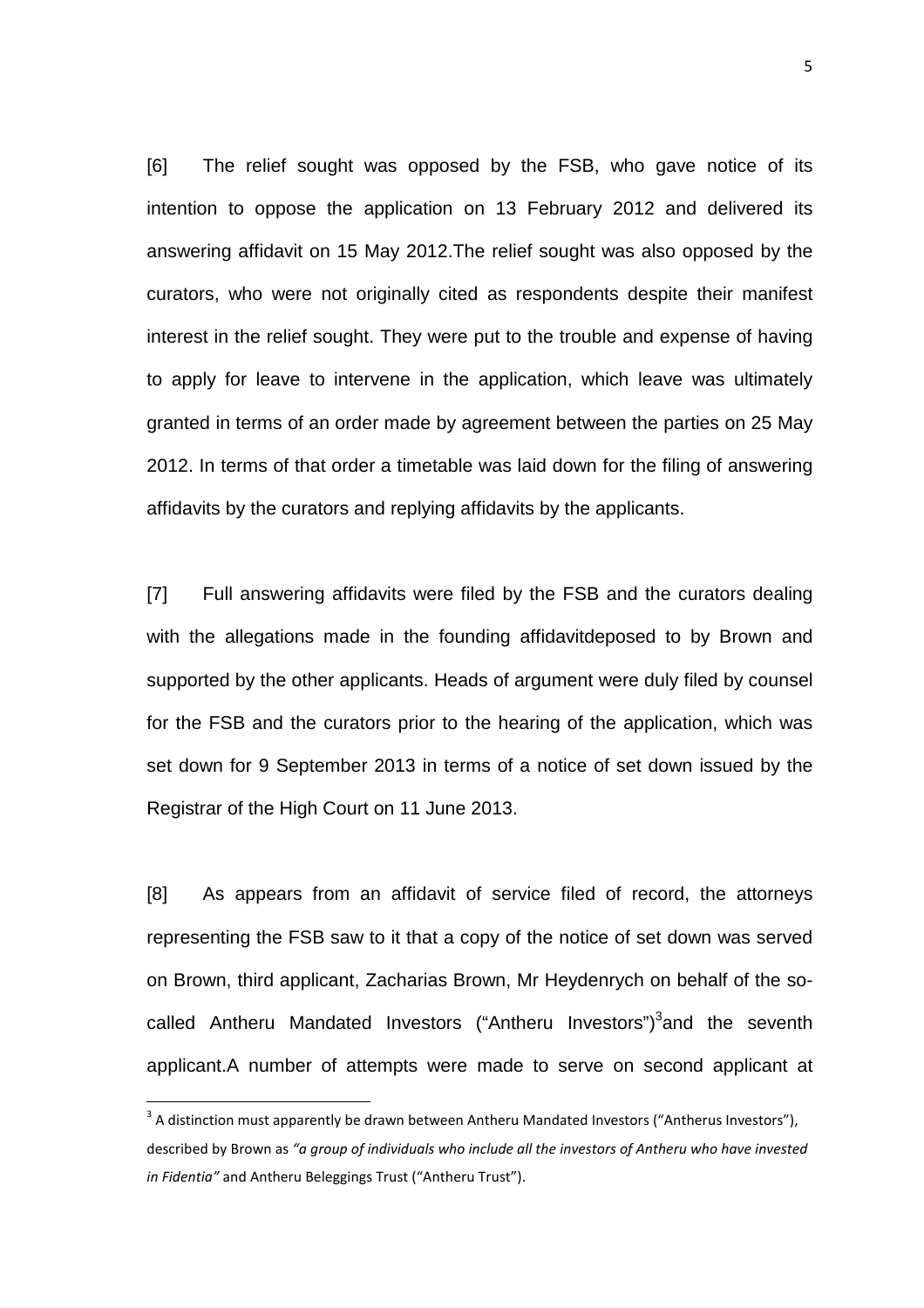[6] The relief sought was opposed by the FSB, who gave notice of its intention to oppose the application on 13 February 2012 and delivered its answering affidavit on 15 May 2012.The relief sought was also opposed by the curators, who were not originally cited as respondents despite their manifest interest in the relief sought. They were put to the trouble and expense of having to apply for leave to intervene in the application, which leave was ultimately granted in terms of an order made by agreement between the parties on 25 May 2012. In terms of that order a timetable was laid down for the filing of answering affidavits by the curators and replying affidavits by the applicants.

[7] Full answering affidavits were filed by the FSB and the curators dealing with the allegations made in the founding affidavitdeposed to by Brown and supported by the other applicants. Heads of argument were duly filed by counsel for the FSB and the curators prior to the hearing of the application, which was set down for 9 September 2013 in terms of a notice of set down issued by the Registrar of the High Court on 11 June 2013.

[8] As appears from an affidavit of service filed of record, the attorneys representing the FSB saw to it that a copy of the notice of set down was served on Brown, third applicant, Zacharias Brown, Mr Heydenrych on behalf of the so-called Antheru Mandated Investors ("Antheru Investors")[3]and the seventh applicant.A number of attempts were made to serve on second applicant at

[3] A distinction must apparently be drawn between Antheru Mandated Investors ("Antherus Investors"), described by Brown as *"a group of individuals who include all the investors of Antheru who have invested in Fidentia"* and Antheru Beleggings Trust ("Antheru Trust").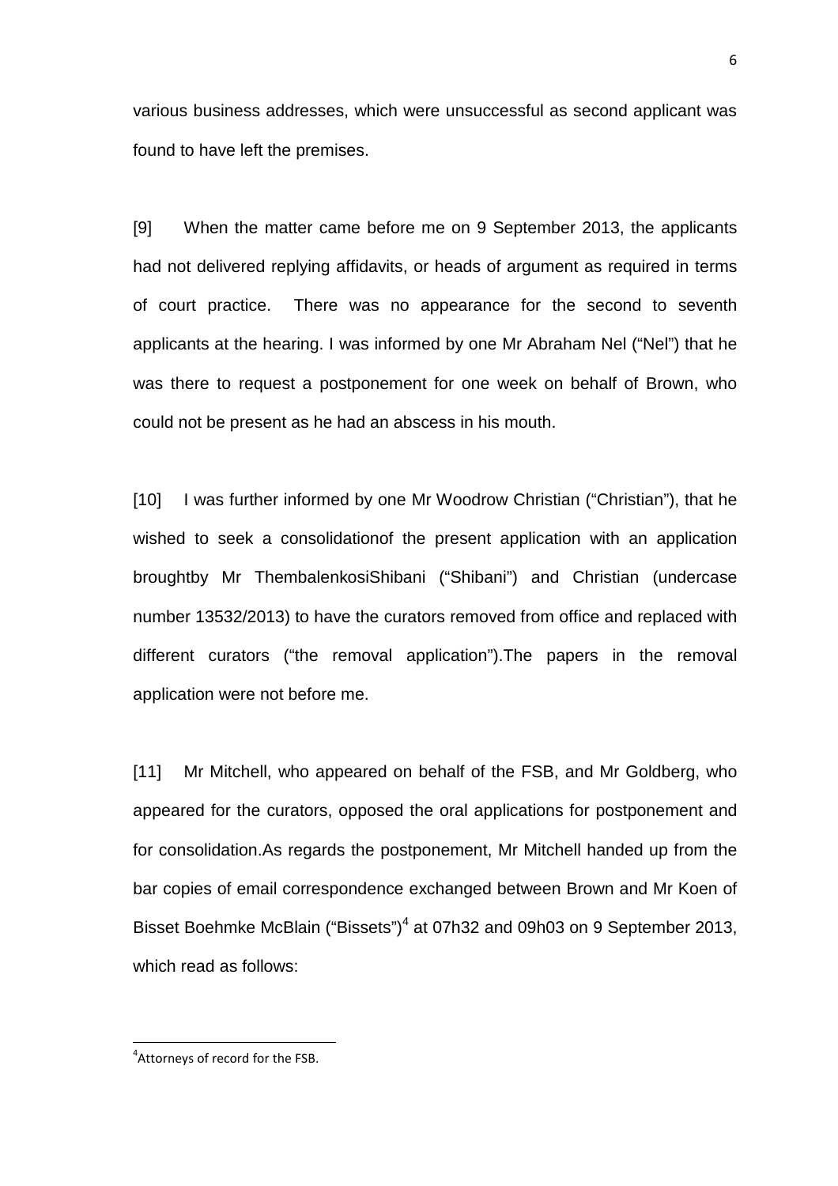various business addresses, which were unsuccessful as second applicant was found to have left the premises.

[9] When the matter came before me on 9 September 2013, the applicants had not delivered replying affidavits, or heads of argument as required in terms of court practice. There was no appearance for the second to seventh applicants at the hearing. I was informed by one Mr Abraham Nel ("Nel") that he was there to request a postponement for one week on behalf of Brown, who could not be present as he had an abscess in his mouth.

[10] I was further informed by one Mr Woodrow Christian ("Christian"), that he wished to seek a consolidationof the present application with an application broughtby Mr ThembalenkosiShibani ("Shibani") and Christian (undercase number 13532/2013) to have the curators removed from office and replaced with different curators ("the removal application").The papers in the removal application were not before me.

[11] Mr Mitchell, who appeared on behalf of the FSB, and Mr Goldberg, who appeared for the curators, opposed the oral applications for postponement and for consolidation.As regards the postponement, Mr Mitchell handed up from the bar copies of email correspondence exchanged between Brown and Mr Koen of Bisset Boehmke McBlain ("Bissets")[4] at 07h32 and 09h03 on 9 September 2013, which read as follows:

[4] Attorneys of record for the FSB.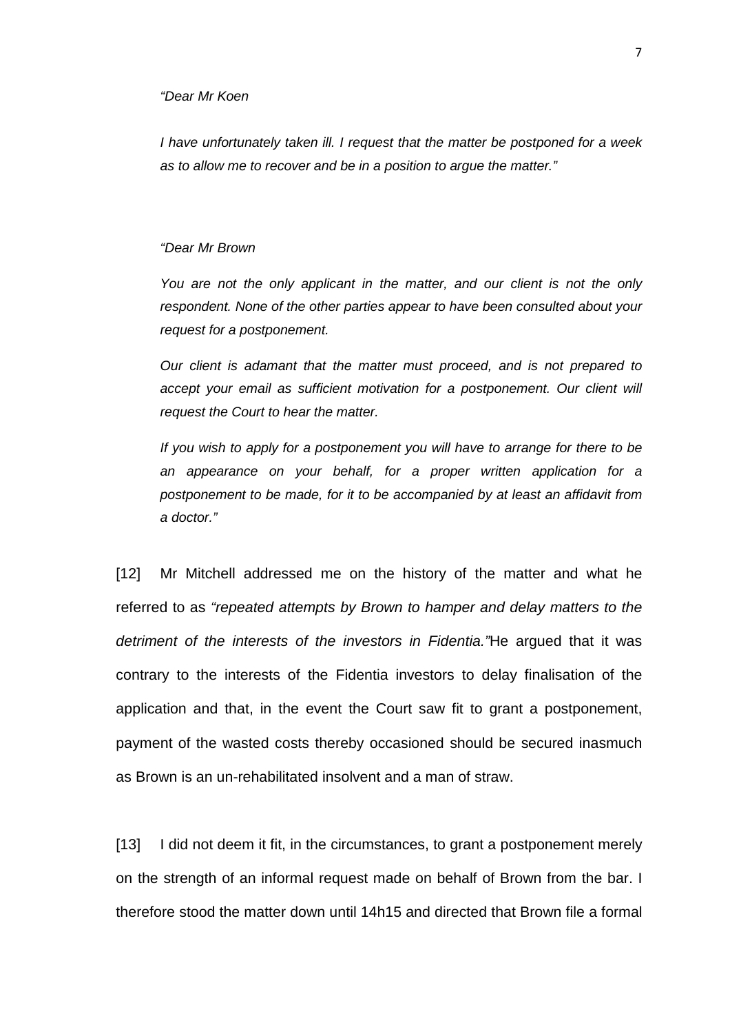*"Dear Mr Koen*

*I have unfortunately taken ill. I request that the matter be postponed for a week as to allow me to recover and be in a position to argue the matter."*

*"Dear Mr Brown*

*You are not the only applicant in the matter, and our client is not the only respondent. None of the other parties appear to have been consulted about your request for a postponement.*

*Our client is adamant that the matter must proceed, and is not prepared to accept your email as sufficient motivation for a postponement. Our client will request the Court to hear the matter.*

*If you wish to apply for a postponement you will have to arrange for there to be an appearance on your behalf, for a proper written application for a postponement to be made, for it to be accompanied by at least an affidavit from a doctor."*

[12] Mr Mitchell addressed me on the history of the matter and what he referred to as *"repeated attempts by Brown to hamper and delay matters to the detriment of the interests of the investors in Fidentia."*He argued that it was contrary to the interests of the Fidentia investors to delay finalisation of the application and that, in the event the Court saw fit to grant a postponement, payment of the wasted costs thereby occasioned should be secured inasmuch as Brown is an un-rehabilitated insolvent and a man of straw.

[13] I did not deem it fit, in the circumstances, to grant a postponement merely on the strength of an informal request made on behalf of Brown from the bar. I therefore stood the matter down until 14h15 and directed that Brown file a formal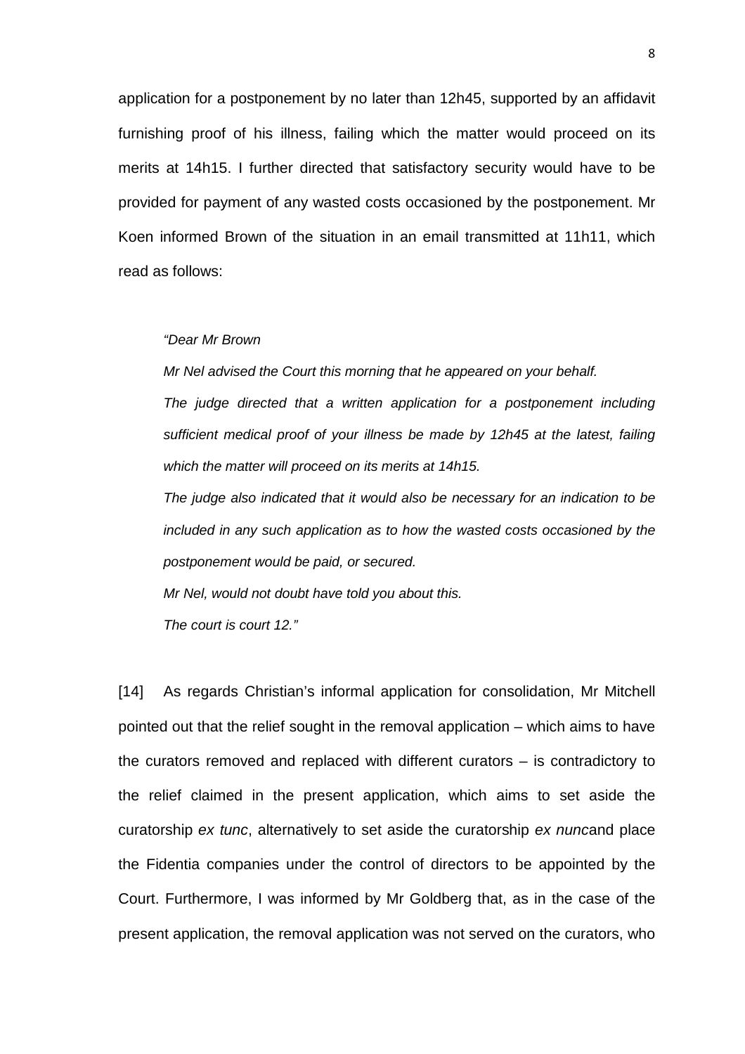application for a postponement by no later than 12h45, supported by an affidavit furnishing proof of his illness, failing which the matter would proceed on its merits at 14h15. I further directed that satisfactory security would have to be provided for payment of any wasted costs occasioned by the postponement. Mr Koen informed Brown of the situation in an email transmitted at 11h11, which read as follows:

> *"Dear Mr Brown*
>
> *Mr Nel advised the Court this morning that he appeared on your behalf.*
>
> *The judge directed that a written application for a postponement including sufficient medical proof of your illness be made by 12h45 at the latest, failing which the matter will proceed on its merits at 14h15.*
>
> *The judge also indicated that it would also be necessary for an indication to be included in any such application as to how the wasted costs occasioned by the postponement would be paid, or secured.*
>
> *Mr Nel, would not doubt have told you about this.*
>
> *The court is court 12."*

[14] As regards Christian's informal application for consolidation, Mr Mitchell pointed out that the relief sought in the removal application – which aims to have the curators removed and replaced with different curators – is contradictory to the relief claimed in the present application, which aims to set aside the curatorship *ex tunc*, alternatively to set aside the curatorship *ex nunc*and place the Fidentia companies under the control of directors to be appointed by the Court. Furthermore, I was informed by Mr Goldberg that, as in the case of the present application, the removal application was not served on the curators, who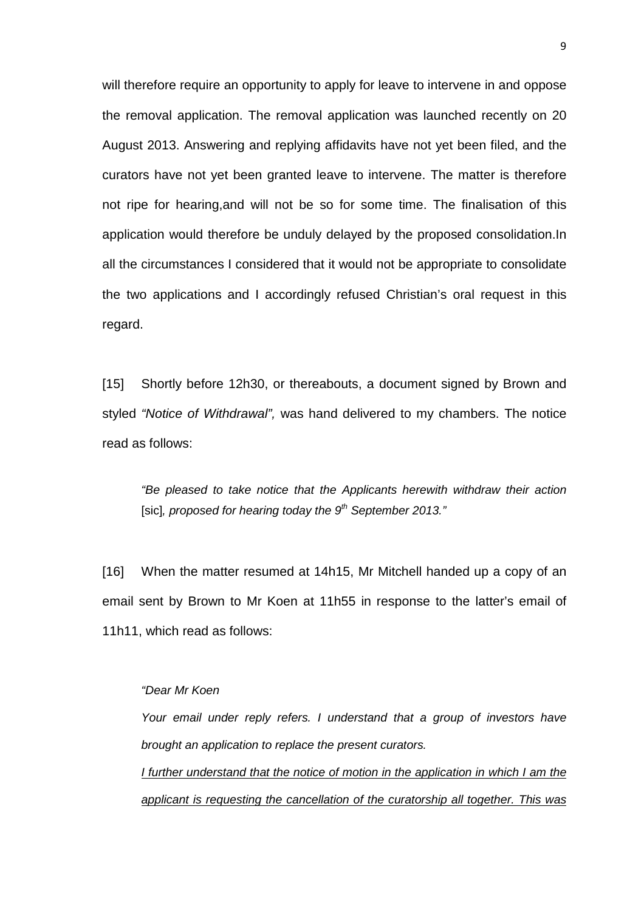will therefore require an opportunity to apply for leave to intervene in and oppose the removal application. The removal application was launched recently on 20 August 2013. Answering and replying affidavits have not yet been filed, and the curators have not yet been granted leave to intervene. The matter is therefore not ripe for hearing,and will not be so for some time. The finalisation of this application would therefore be unduly delayed by the proposed consolidation.In all the circumstances I considered that it would not be appropriate to consolidate the two applications and I accordingly refused Christian's oral request in this regard.

[15] Shortly before 12h30, or thereabouts, a document signed by Brown and styled *"Notice of Withdrawal",* was hand delivered to my chambers. The notice read as follows:

> *"Be pleased to take notice that the Applicants herewith withdraw their action* [sic]*, proposed for hearing today the 9th September 2013."*

[16] When the matter resumed at 14h15, Mr Mitchell handed up a copy of an email sent by Brown to Mr Koen at 11h55 in response to the latter's email of 11h11, which read as follows:

> *"Dear Mr Koen*
>
> *Your email under reply refers. I understand that a group of investors have brought an application to replace the present curators.*
>
> <u>*I further understand that the notice of motion in the application in which I am the applicant is requesting the cancellation of the curatorship all together. This was*</u>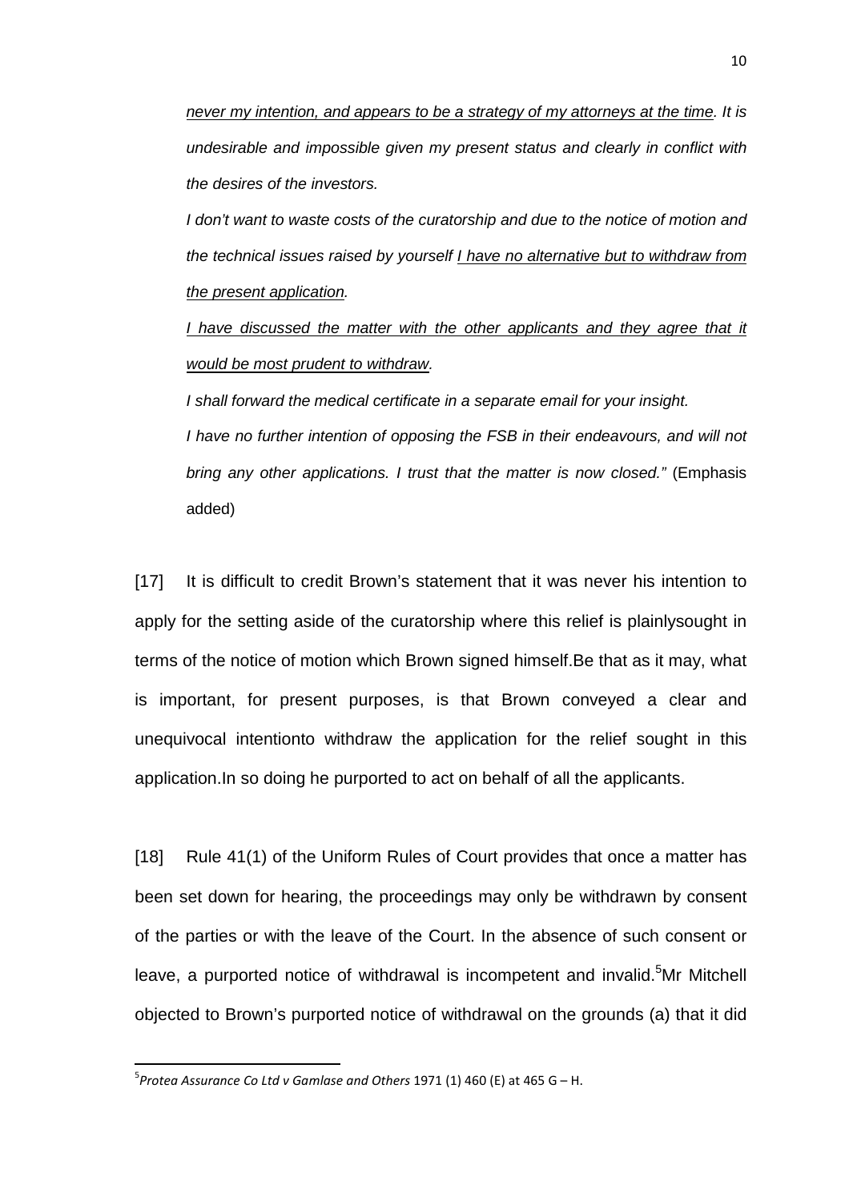*<u>never my intention, and appears to be a strategy of my attorneys at the time</u>. It is undesirable and impossible given my present status and clearly in conflict with the desires of the investors.*

*I don't want to waste costs of the curatorship and due to the notice of motion and the technical issues raised by yourself <u>I have no alternative but to withdraw from the present application</u>.*

*<u>I have discussed the matter with the other applicants and they agree that it would be most prudent to withdraw</u>.*

*I shall forward the medical certificate in a separate email for your insight.*

*I have no further intention of opposing the FSB in their endeavours, and will not bring any other applications. I trust that the matter is now closed."* (Emphasis added)

[17] It is difficult to credit Brown's statement that it was never his intention to apply for the setting aside of the curatorship where this relief is plainlysought in terms of the notice of motion which Brown signed himself.Be that as it may, what is important, for present purposes, is that Brown conveyed a clear and unequivocal intentionto withdraw the application for the relief sought in this application.In so doing he purported to act on behalf of all the applicants.

[18] Rule 41(1) of the Uniform Rules of Court provides that once a matter has been set down for hearing, the proceedings may only be withdrawn by consent of the parties or with the leave of the Court. In the absence of such consent or leave, a purported notice of withdrawal is incompetent and invalid.[5]Mr Mitchell objected to Brown's purported notice of withdrawal on the grounds (a) that it did

---

[5]*Protea Assurance Co Ltd v Gamlase and Others* 1971 (1) 460 (E) at 465 G – H.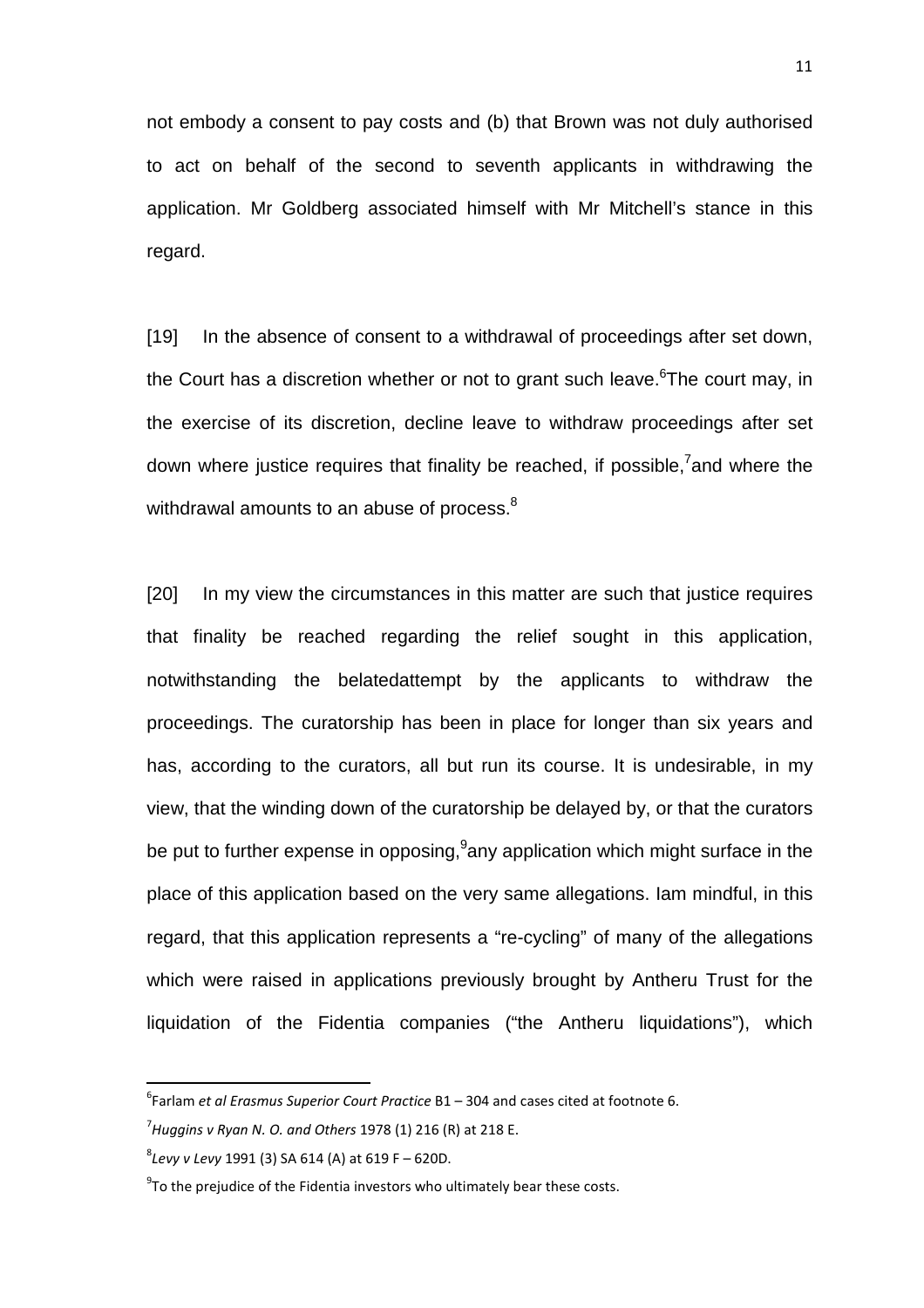not embody a consent to pay costs and (b) that Brown was not duly authorised to act on behalf of the second to seventh applicants in withdrawing the application. Mr Goldberg associated himself with Mr Mitchell's stance in this regard.

[19] In the absence of consent to a withdrawal of proceedings after set down, the Court has a discretion whether or not to grant such leave.[6]The court may, in the exercise of its discretion, decline leave to withdraw proceedings after set down where justice requires that finality be reached, if possible,[7]and where the withdrawal amounts to an abuse of process.[8]

[20] In my view the circumstances in this matter are such that justice requires that finality be reached regarding the relief sought in this application, notwithstanding the belatedattempt by the applicants to withdraw the proceedings. The curatorship has been in place for longer than six years and has, according to the curators, all but run its course. It is undesirable, in my view, that the winding down of the curatorship be delayed by, or that the curators be put to further expense in opposing,[9]any application which might surface in the place of this application based on the very same allegations. Iam mindful, in this regard, that this application represents a "re-cycling" of many of the allegations which were raised in applications previously brought by Antheru Trust for the liquidation of the Fidentia companies ("the Antheru liquidations"), which

---

[6] Farlam *et al Erasmus Superior Court Practice* B1 – 304 and cases cited at footnote 6.

[7] *Huggins v Ryan N. O. and Others* 1978 (1) 216 (R) at 218 E.

[8] *Levy v Levy* 1991 (3) SA 614 (A) at 619 F – 620D.

[9] To the prejudice of the Fidentia investors who ultimately bear these costs.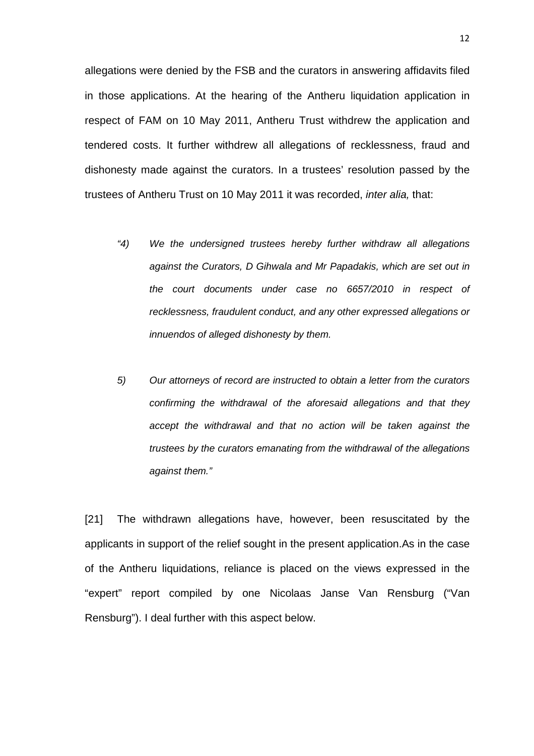allegations were denied by the FSB and the curators in answering affidavits filed in those applications. At the hearing of the Antheru liquidation application in respect of FAM on 10 May 2011, Antheru Trust withdrew the application and tendered costs. It further withdrew all allegations of recklessness, fraud and dishonesty made against the curators. In a trustees' resolution passed by the trustees of Antheru Trust on 10 May 2011 it was recorded, *inter alia,* that:

> *"4) We the undersigned trustees hereby further withdraw all allegations against the Curators, D Gihwala and Mr Papadakis, which are set out in the court documents under case no 6657/2010 in respect of recklessness, fraudulent conduct, and any other expressed allegations or innuendos of alleged dishonesty by them.*
>
> *5) Our attorneys of record are instructed to obtain a letter from the curators confirming the withdrawal of the aforesaid allegations and that they accept the withdrawal and that no action will be taken against the trustees by the curators emanating from the withdrawal of the allegations against them."*

[21] The withdrawn allegations have, however, been resuscitated by the applicants in support of the relief sought in the present application.As in the case of the Antheru liquidations, reliance is placed on the views expressed in the "expert" report compiled by one Nicolaas Janse Van Rensburg ("Van Rensburg"). I deal further with this aspect below.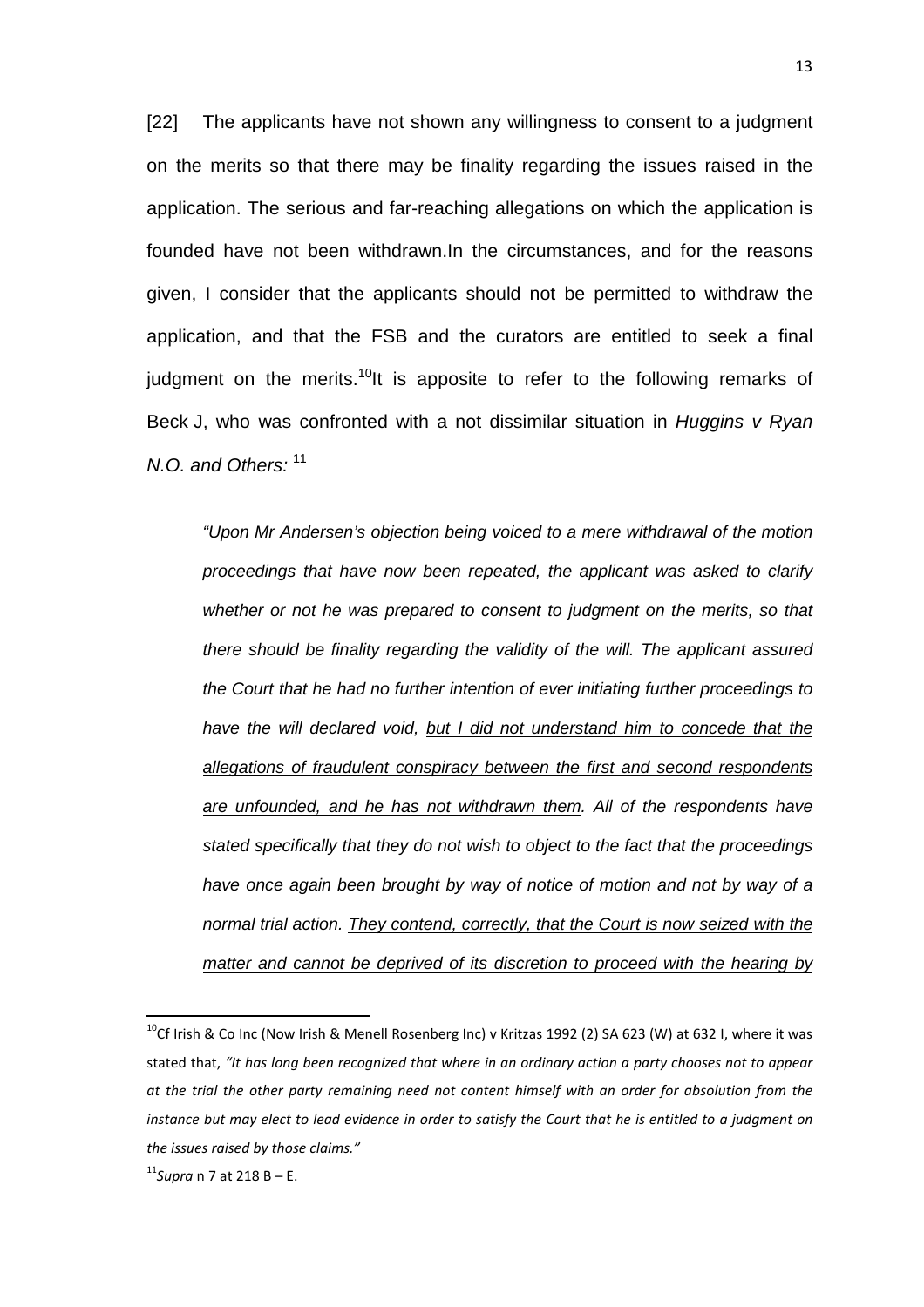[22] The applicants have not shown any willingness to consent to a judgment on the merits so that there may be finality regarding the issues raised in the application. The serious and far-reaching allegations on which the application is founded have not been withdrawn.In the circumstances, and for the reasons given, I consider that the applicants should not be permitted to withdraw the application, and that the FSB and the curators are entitled to seek a final judgment on the merits.[10]It is apposite to refer to the following remarks of Beck J, who was confronted with a not dissimilar situation in *Huggins v Ryan N.O. and Others:* [11]

> *"Upon Mr Andersen's objection being voiced to a mere withdrawal of the motion proceedings that have now been repeated, the applicant was asked to clarify whether or not he was prepared to consent to judgment on the merits, so that there should be finality regarding the validity of the will. The applicant assured the Court that he had no further intention of ever initiating further proceedings to have the will declared void, <u>but I did not understand him to concede that the allegations of fraudulent conspiracy between the first and second respondents are unfounded, and he has not withdrawn them</u>. All of the respondents have stated specifically that they do not wish to object to the fact that the proceedings have once again been brought by way of notice of motion and not by way of a normal trial action. <u>They contend, correctly, that the Court is now seized with the matter and cannot be deprived of its discretion to proceed with the hearing by</u>*

---

[10]Cf Irish & Co Inc (Now Irish & Menell Rosenberg Inc) v Kritzas 1992 (2) SA 623 (W) at 632 I, where it was stated that, *"It has long been recognized that where in an ordinary action a party chooses not to appear at the trial the other party remaining need not content himself with an order for absolution from the instance but may elect to lead evidence in order to satisfy the Court that he is entitled to a judgment on the issues raised by those claims."*

[11]*Supra* n 7 at 218 B – E.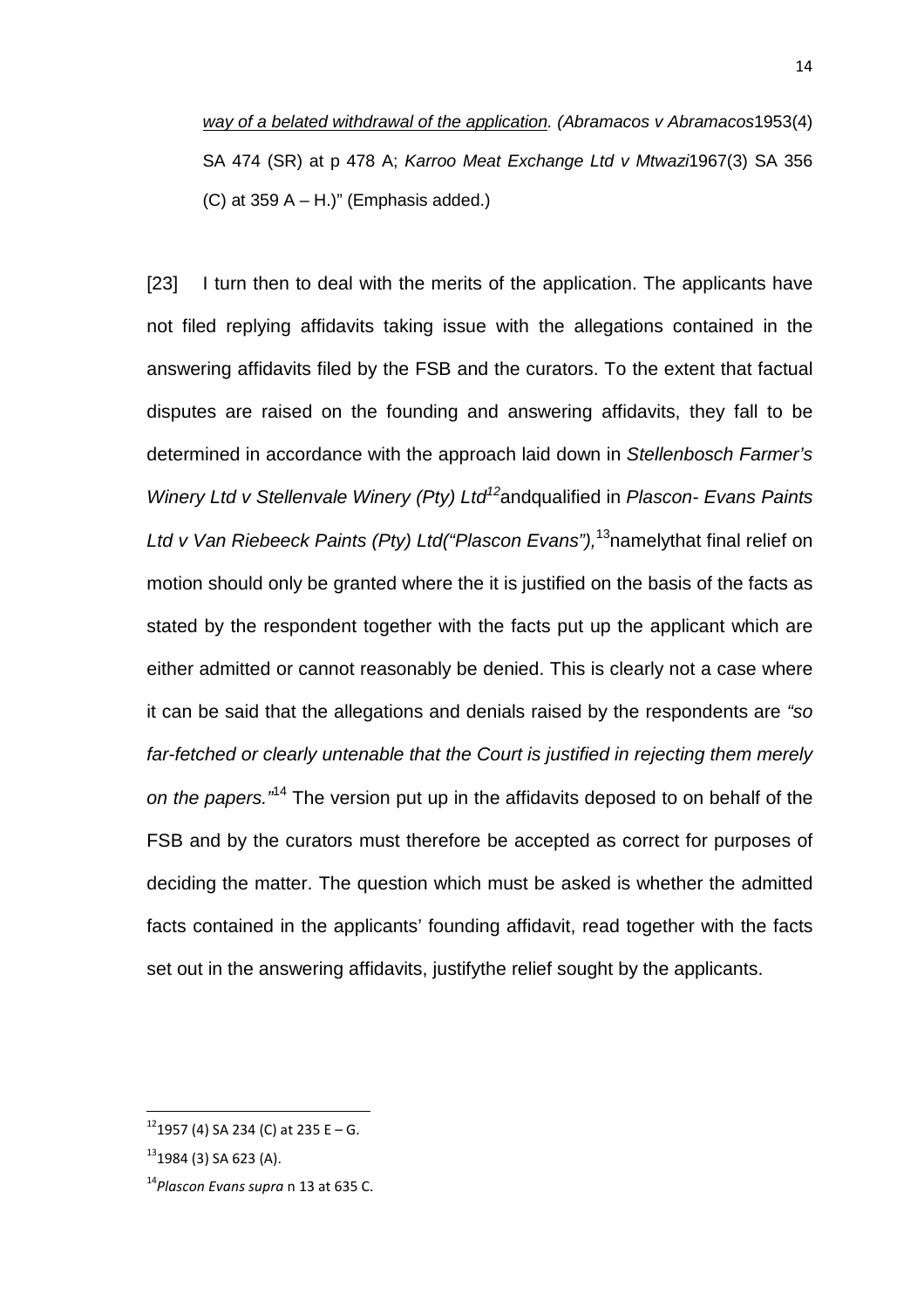*way of a belated withdrawal of the application. (Abramacos v Abramacos*1953(4) SA 474 (SR) at p 478 A; *Karroo Meat Exchange Ltd v Mtwazi*1967(3) SA 356 (C) at 359 A – H.)" (Emphasis added.)

[23] I turn then to deal with the merits of the application. The applicants have not filed replying affidavits taking issue with the allegations contained in the answering affidavits filed by the FSB and the curators. To the extent that factual disputes are raised on the founding and answering affidavits, they fall to be determined in accordance with the approach laid down in *Stellenbosch Farmer's Winery Ltd v Stellenvale Winery (Pty) Ltd*[12]andqualified in *Plascon- Evans Paints Ltd v Van Riebeeck Paints (Pty) Ltd("Plascon Evans"),*[13]namelythat final relief on motion should only be granted where the it is justified on the basis of the facts as stated by the respondent together with the facts put up the applicant which are either admitted or cannot reasonably be denied. This is clearly not a case where it can be said that the allegations and denials raised by the respondents are *"so far-fetched or clearly untenable that the Court is justified in rejecting them merely on the papers."*[14] The version put up in the affidavits deposed to on behalf of the FSB and by the curators must therefore be accepted as correct for purposes of deciding the matter. The question which must be asked is whether the admitted facts contained in the applicants' founding affidavit, read together with the facts set out in the answering affidavits, justifythe relief sought by the applicants.

---

[12] 1957 (4) SA 234 (C) at 235 E – G.

[13] 1984 (3) SA 623 (A).

[14] *Plascon Evans supra* n 13 at 635 C.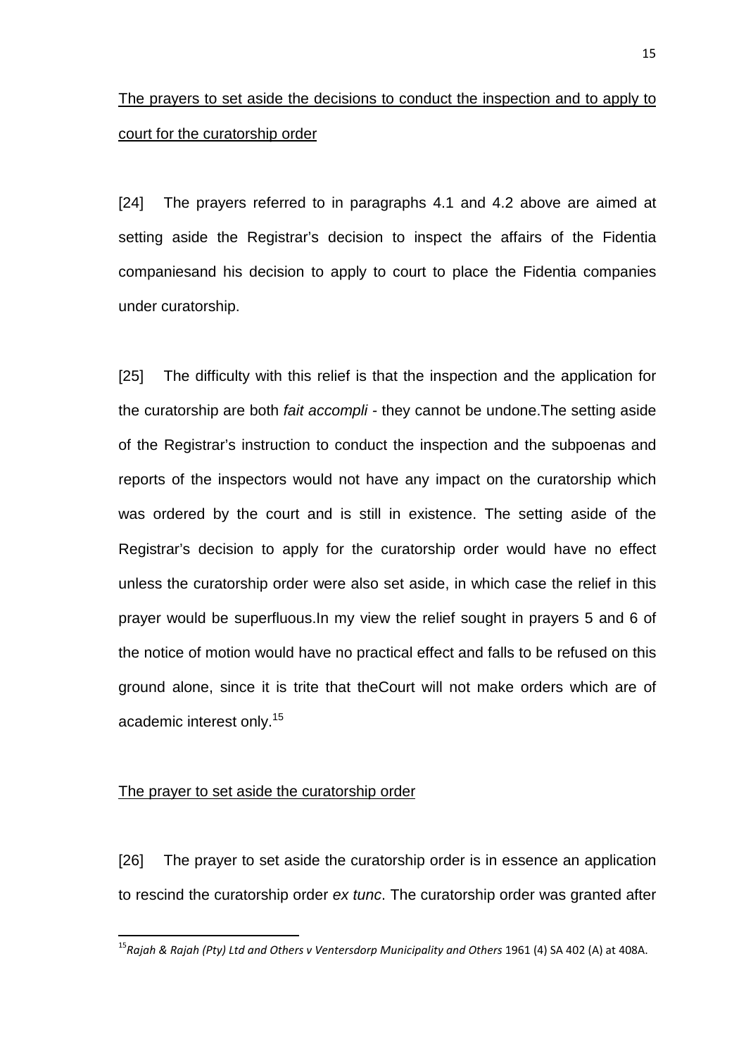The prayers to set aside the decisions to conduct the inspection and to apply to court for the curatorship order

[24] The prayers referred to in paragraphs 4.1 and 4.2 above are aimed at setting aside the Registrar's decision to inspect the affairs of the Fidentia companiesand his decision to apply to court to place the Fidentia companies under curatorship.

[25] The difficulty with this relief is that the inspection and the application for the curatorship are both *fait accompli* - they cannot be undone.The setting aside of the Registrar's instruction to conduct the inspection and the subpoenas and reports of the inspectors would not have any impact on the curatorship which was ordered by the court and is still in existence. The setting aside of the Registrar's decision to apply for the curatorship order would have no effect unless the curatorship order were also set aside, in which case the relief in this prayer would be superfluous.In my view the relief sought in prayers 5 and 6 of the notice of motion would have no practical effect and falls to be refused on this ground alone, since it is trite that theCourt will not make orders which are of academic interest only.[15]

The prayer to set aside the curatorship order

[26] The prayer to set aside the curatorship order is in essence an application to rescind the curatorship order *ex tunc*. The curatorship order was granted after

---

[15] *Rajah & Rajah (Pty) Ltd and Others v Ventersdorp Municipality and Others* 1961 (4) SA 402 (A) at 408A.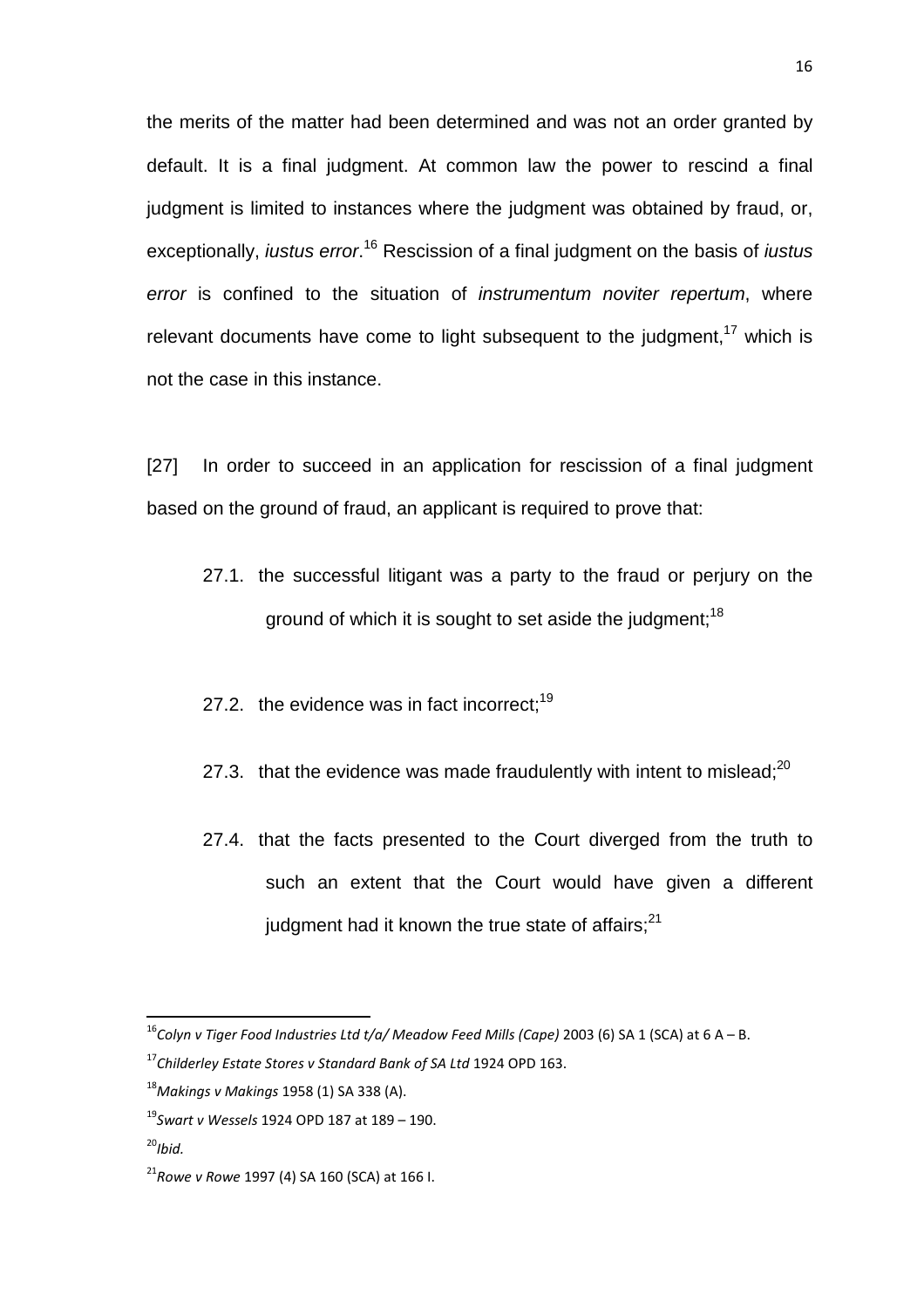the merits of the matter had been determined and was not an order granted by default. It is a final judgment. At common law the power to rescind a final judgment is limited to instances where the judgment was obtained by fraud, or, exceptionally, *iustus error*.[16] Rescission of a final judgment on the basis of *iustus error* is confined to the situation of *instrumentum noviter repertum*, where relevant documents have come to light subsequent to the judgment,[17] which is not the case in this instance.

[27] In order to succeed in an application for rescission of a final judgment based on the ground of fraud, an applicant is required to prove that:

27.1. the successful litigant was a party to the fraud or perjury on the ground of which it is sought to set aside the judgment;[18]

27.2. the evidence was in fact incorrect;[19]

27.3. that the evidence was made fraudulently with intent to mislead;[20]

27.4. that the facts presented to the Court diverged from the truth to such an extent that the Court would have given a different judgment had it known the true state of affairs;[21]

---

[16] *Colyn v Tiger Food Industries Ltd t/a/ Meadow Feed Mills (Cape)* 2003 (6) SA 1 (SCA) at 6 A – B.

[17] *Childerley Estate Stores v Standard Bank of SA Ltd* 1924 OPD 163.

[18] *Makings v Makings* 1958 (1) SA 338 (A).

[19] *Swart v Wessels* 1924 OPD 187 at 189 – 190.

[20] *Ibid.*

[21] *Rowe v Rowe* 1997 (4) SA 160 (SCA) at 166 I.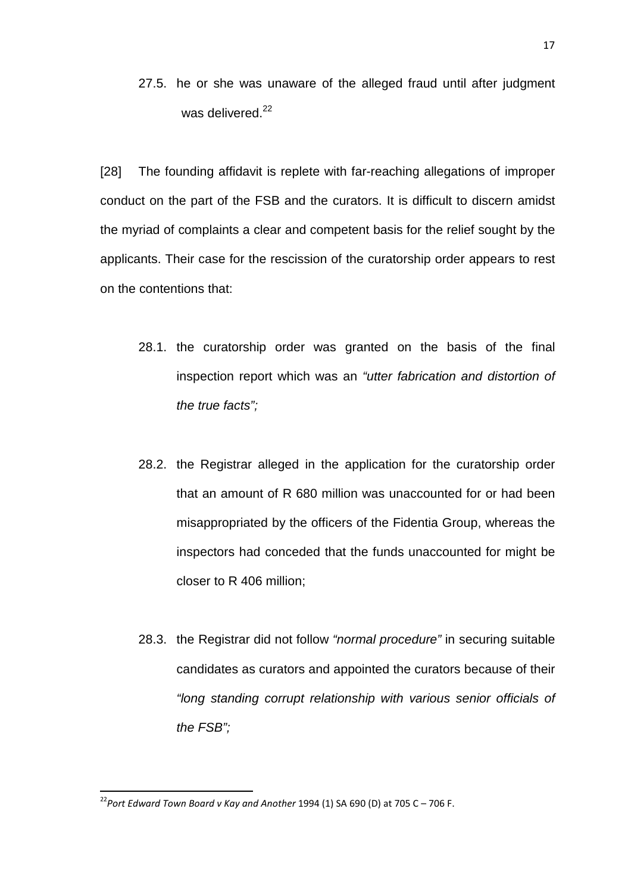27.5. he or she was unaware of the alleged fraud until after judgment was delivered.[22]

[28] The founding affidavit is replete with far-reaching allegations of improper conduct on the part of the FSB and the curators. It is difficult to discern amidst the myriad of complaints a clear and competent basis for the relief sought by the applicants. Their case for the rescission of the curatorship order appears to rest on the contentions that:

28.1. the curatorship order was granted on the basis of the final inspection report which was an *"utter fabrication and distortion of the true facts";*

28.2. the Registrar alleged in the application for the curatorship order that an amount of R 680 million was unaccounted for or had been misappropriated by the officers of the Fidentia Group, whereas the inspectors had conceded that the funds unaccounted for might be closer to R 406 million;

28.3. the Registrar did not follow *"normal procedure"* in securing suitable candidates as curators and appointed the curators because of their *"long standing corrupt relationship with various senior officials of the FSB";*

---

[22] *Port Edward Town Board v Kay and Another* 1994 (1) SA 690 (D) at 705 C – 706 F.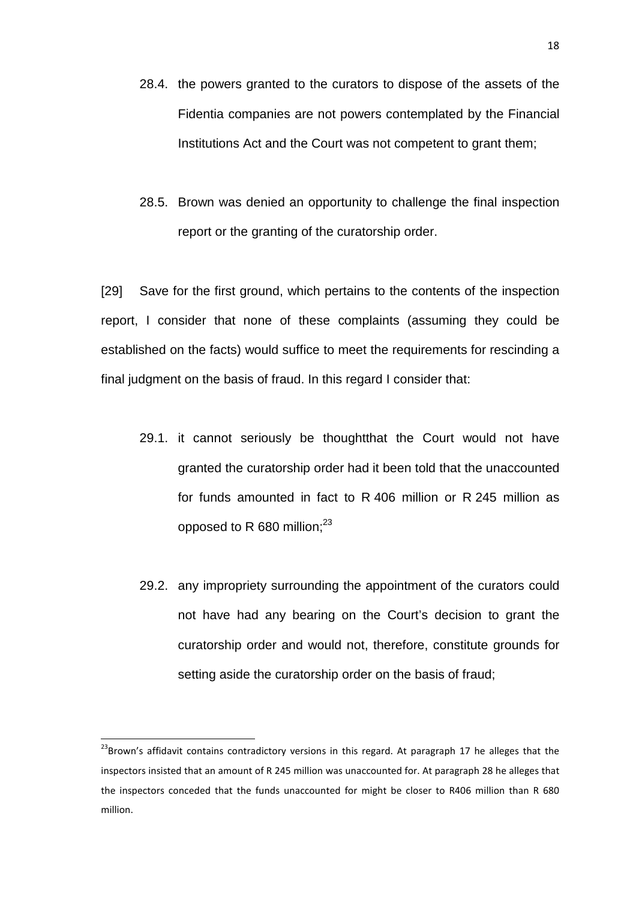28.4. the powers granted to the curators to dispose of the assets of the Fidentia companies are not powers contemplated by the Financial Institutions Act and the Court was not competent to grant them;

28.5. Brown was denied an opportunity to challenge the final inspection report or the granting of the curatorship order.

[29] Save for the first ground, which pertains to the contents of the inspection report, I consider that none of these complaints (assuming they could be established on the facts) would suffice to meet the requirements for rescinding a final judgment on the basis of fraud. In this regard I consider that:

29.1. it cannot seriously be thoughtthat the Court would not have granted the curatorship order had it been told that the unaccounted for funds amounted in fact to R 406 million or R 245 million as opposed to R 680 million;[23]

29.2. any impropriety surrounding the appointment of the curators could not have had any bearing on the Court's decision to grant the curatorship order and would not, therefore, constitute grounds for setting aside the curatorship order on the basis of fraud;

---

[23] Brown's affidavit contains contradictory versions in this regard. At paragraph 17 he alleges that the inspectors insisted that an amount of R 245 million was unaccounted for. At paragraph 28 he alleges that the inspectors conceded that the funds unaccounted for might be closer to R406 million than R 680 million.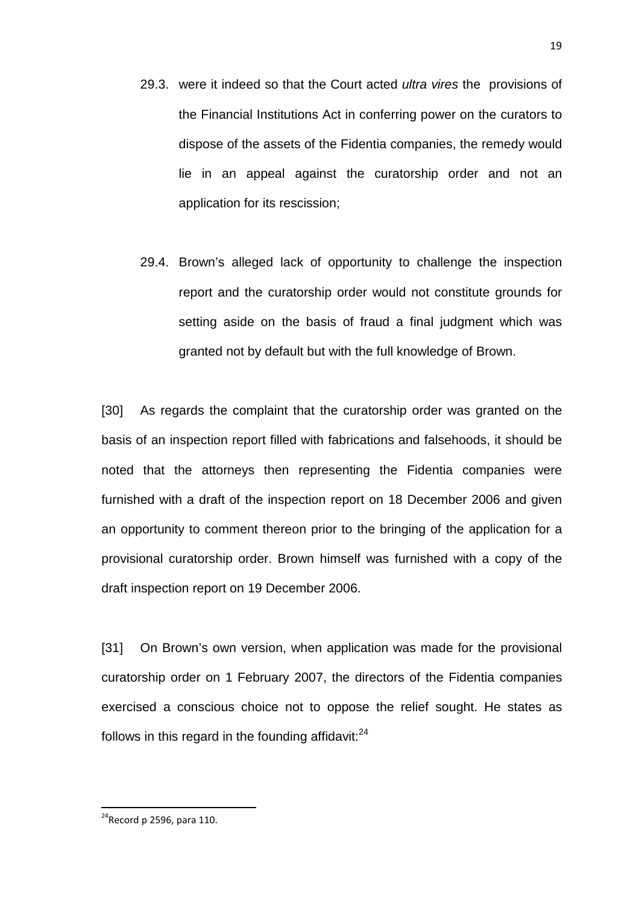29.3. were it indeed so that the Court acted *ultra vires* the provisions of the Financial Institutions Act in conferring power on the curators to dispose of the assets of the Fidentia companies, the remedy would lie in an appeal against the curatorship order and not an application for its rescission;

29.4. Brown's alleged lack of opportunity to challenge the inspection report and the curatorship order would not constitute grounds for setting aside on the basis of fraud a final judgment which was granted not by default but with the full knowledge of Brown.

[30] As regards the complaint that the curatorship order was granted on the basis of an inspection report filled with fabrications and falsehoods, it should be noted that the attorneys then representing the Fidentia companies were furnished with a draft of the inspection report on 18 December 2006 and given an opportunity to comment thereon prior to the bringing of the application for a provisional curatorship order. Brown himself was furnished with a copy of the draft inspection report on 19 December 2006.

[31] On Brown's own version, when application was made for the provisional curatorship order on 1 February 2007, the directors of the Fidentia companies exercised a conscious choice not to oppose the relief sought. He states as follows in this regard in the founding affidavit:[24]

---

[24] Record p 2596, para 110.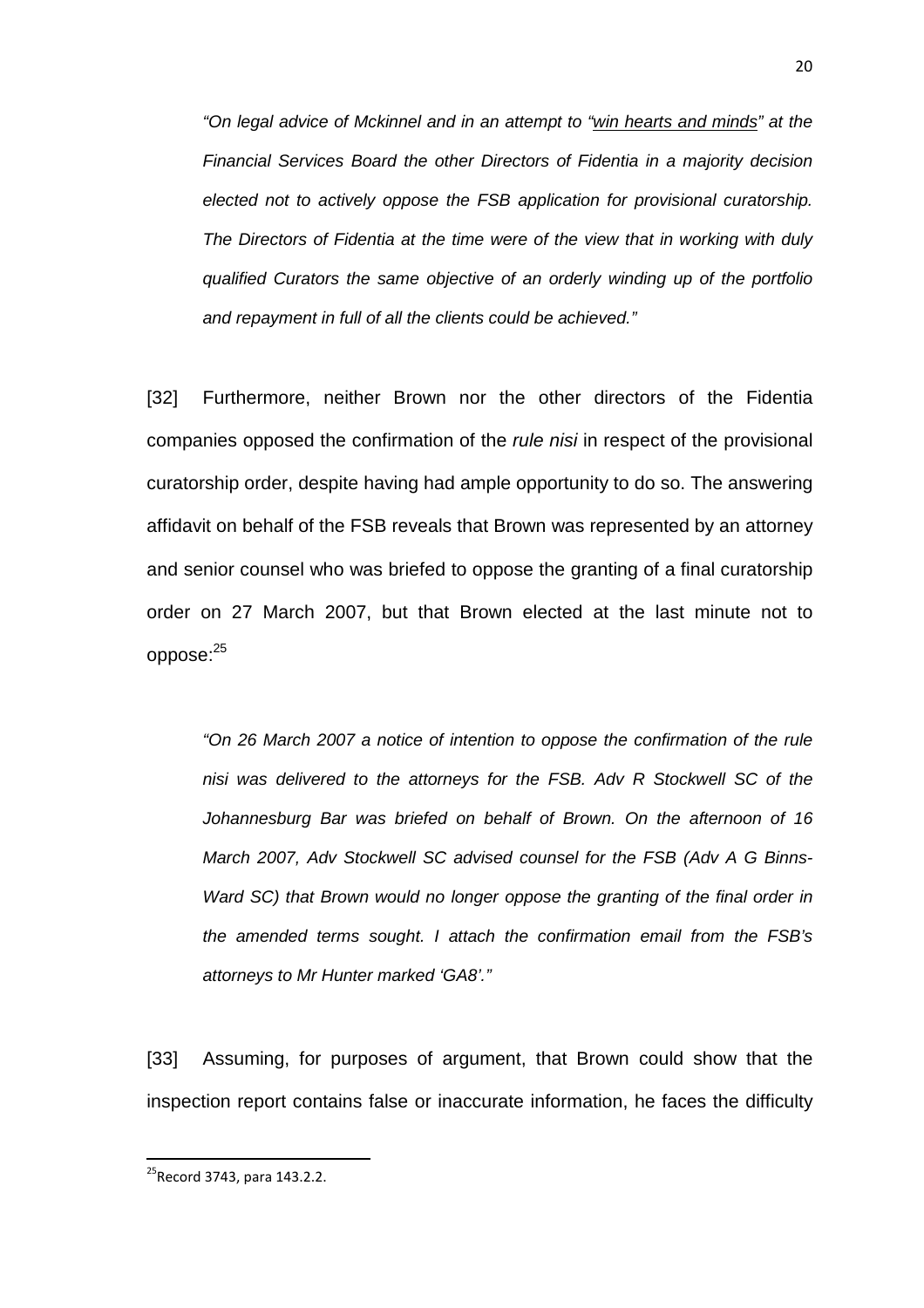*"On legal advice of Mckinnel and in an attempt to "<u>win hearts and minds</u>" at the Financial Services Board the other Directors of Fidentia in a majority decision elected not to actively oppose the FSB application for provisional curatorship. The Directors of Fidentia at the time were of the view that in working with duly qualified Curators the same objective of an orderly winding up of the portfolio and repayment in full of all the clients could be achieved."*

[32] Furthermore, neither Brown nor the other directors of the Fidentia companies opposed the confirmation of the *rule nisi* in respect of the provisional curatorship order, despite having had ample opportunity to do so. The answering affidavit on behalf of the FSB reveals that Brown was represented by an attorney and senior counsel who was briefed to oppose the granting of a final curatorship order on 27 March 2007, but that Brown elected at the last minute not to oppose:[25]

*"On 26 March 2007 a notice of intention to oppose the confirmation of the rule nisi was delivered to the attorneys for the FSB. Adv R Stockwell SC of the Johannesburg Bar was briefed on behalf of Brown. On the afternoon of 16 March 2007, Adv Stockwell SC advised counsel for the FSB (Adv A G Binns-Ward SC) that Brown would no longer oppose the granting of the final order in the amended terms sought. I attach the confirmation email from the FSB's attorneys to Mr Hunter marked 'GA8'."*

[33] Assuming, for purposes of argument, that Brown could show that the inspection report contains false or inaccurate information, he faces the difficulty

[25] Record 3743, para 143.2.2.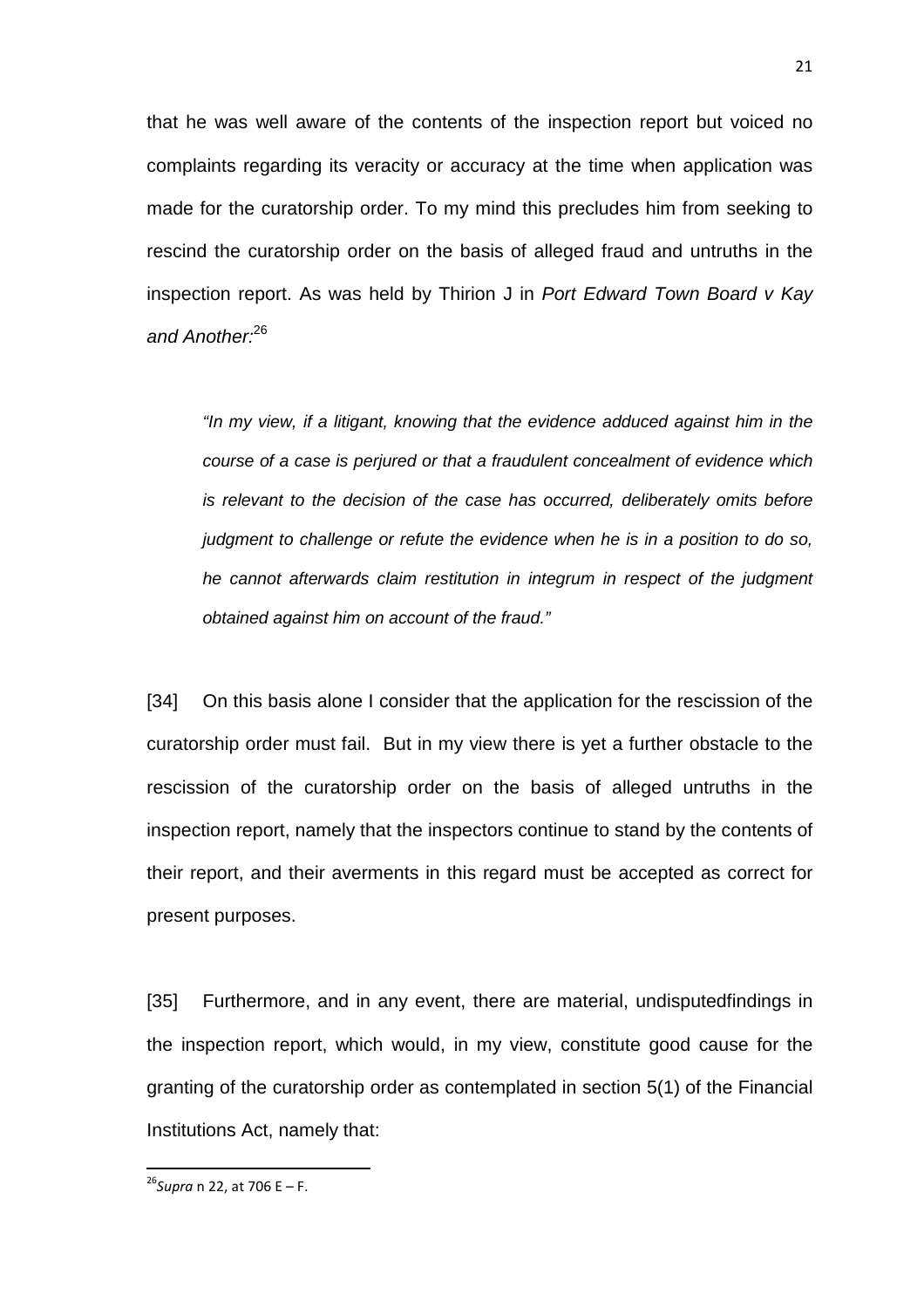that he was well aware of the contents of the inspection report but voiced no complaints regarding its veracity or accuracy at the time when application was made for the curatorship order. To my mind this precludes him from seeking to rescind the curatorship order on the basis of alleged fraud and untruths in the inspection report. As was held by Thirion J in *Port Edward Town Board v Kay and Another:*[26]

> *"In my view, if a litigant, knowing that the evidence adduced against him in the course of a case is perjured or that a fraudulent concealment of evidence which is relevant to the decision of the case has occurred, deliberately omits before judgment to challenge or refute the evidence when he is in a position to do so, he cannot afterwards claim restitution in integrum in respect of the judgment obtained against him on account of the fraud."*

[34] On this basis alone I consider that the application for the rescission of the curatorship order must fail. But in my view there is yet a further obstacle to the rescission of the curatorship order on the basis of alleged untruths in the inspection report, namely that the inspectors continue to stand by the contents of their report, and their averments in this regard must be accepted as correct for present purposes.

[35] Furthermore, and in any event, there are material, undisputedfindings in the inspection report, which would, in my view, constitute good cause for the granting of the curatorship order as contemplated in section 5(1) of the Financial Institutions Act, namely that:

---

[26] *Supra* n 22, at 706 E – F.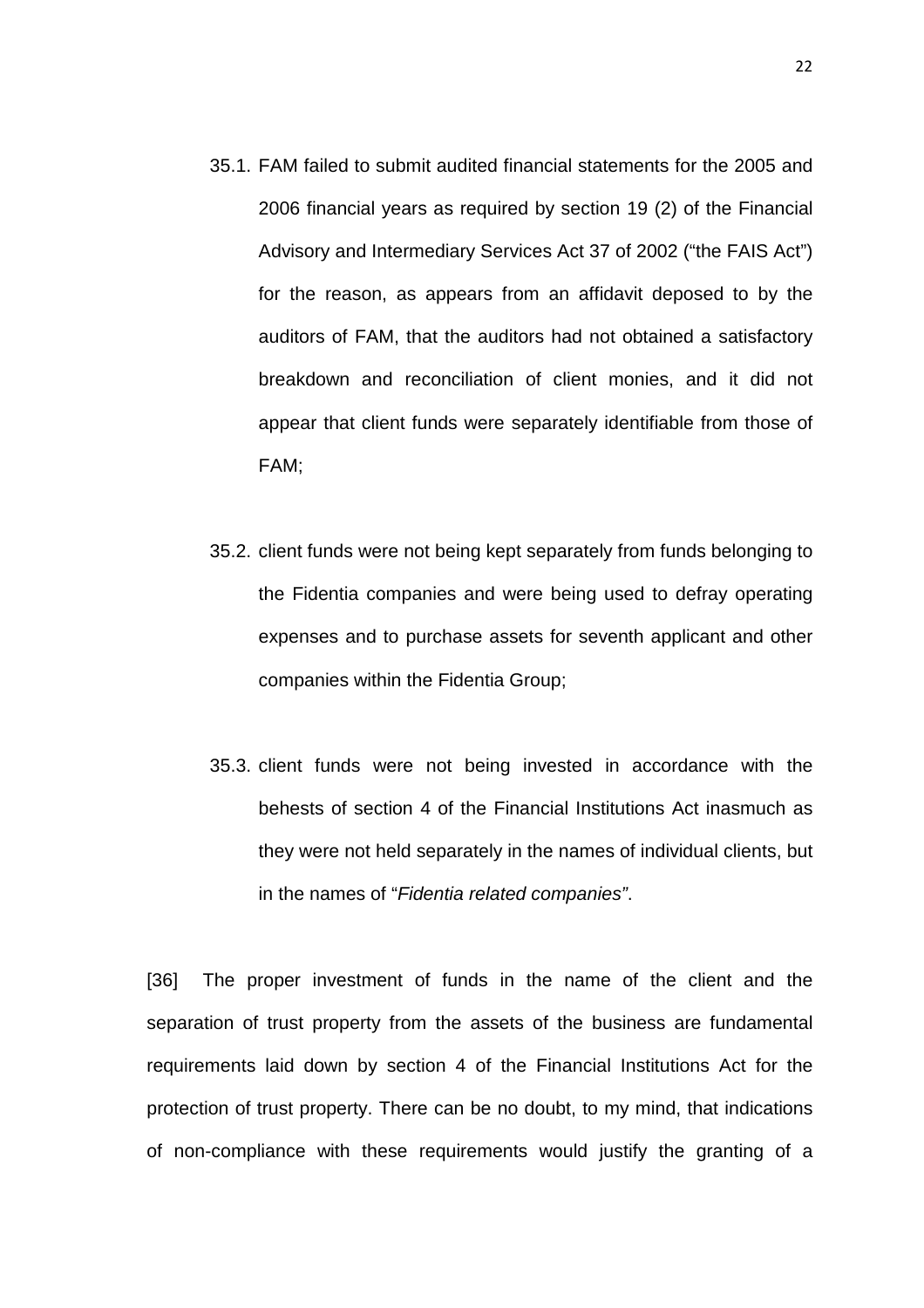35.1. FAM failed to submit audited financial statements for the 2005 and 2006 financial years as required by section 19 (2) of the Financial Advisory and Intermediary Services Act 37 of 2002 ("the FAIS Act") for the reason, as appears from an affidavit deposed to by the auditors of FAM, that the auditors had not obtained a satisfactory breakdown and reconciliation of client monies, and it did not appear that client funds were separately identifiable from those of FAM;

35.2. client funds were not being kept separately from funds belonging to the Fidentia companies and were being used to defray operating expenses and to purchase assets for seventh applicant and other companies within the Fidentia Group;

35.3. client funds were not being invested in accordance with the behests of section 4 of the Financial Institutions Act inasmuch as they were not held separately in the names of individual clients, but in the names of "*Fidentia related companies"*.

[36] The proper investment of funds in the name of the client and the separation of trust property from the assets of the business are fundamental requirements laid down by section 4 of the Financial Institutions Act for the protection of trust property. There can be no doubt, to my mind, that indications of non-compliance with these requirements would justify the granting of a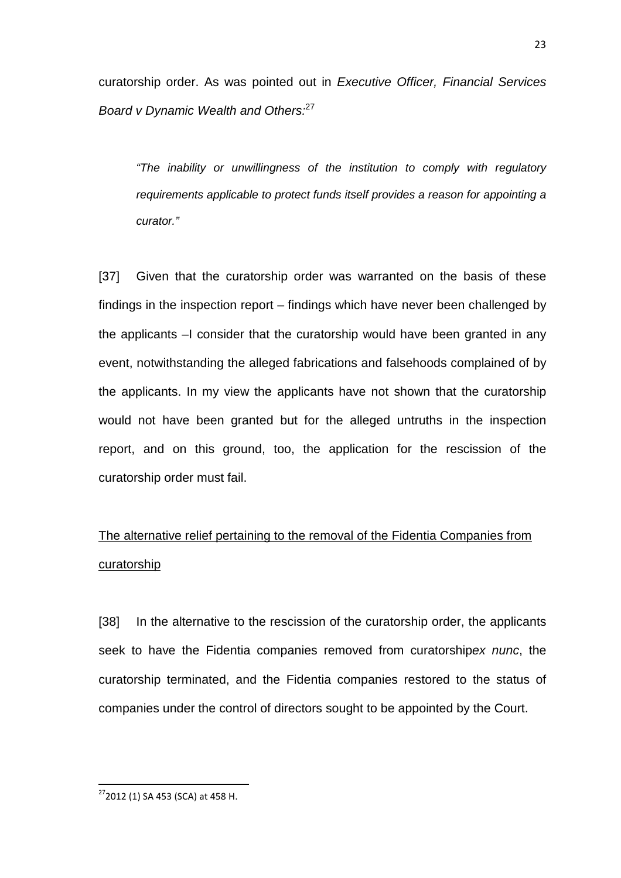curatorship order. As was pointed out in *Executive Officer, Financial Services Board v Dynamic Wealth and Others:*[27]

> *"The inability or unwillingness of the institution to comply with regulatory requirements applicable to protect funds itself provides a reason for appointing a curator."*

[37] Given that the curatorship order was warranted on the basis of these findings in the inspection report – findings which have never been challenged by the applicants –I consider that the curatorship would have been granted in any event, notwithstanding the alleged fabrications and falsehoods complained of by the applicants. In my view the applicants have not shown that the curatorship would not have been granted but for the alleged untruths in the inspection report, and on this ground, too, the application for the rescission of the curatorship order must fail.

<u>The alternative relief pertaining to the removal of the Fidentia Companies from curatorship</u>

[38] In the alternative to the rescission of the curatorship order, the applicants seek to have the Fidentia companies removed from curatorship*ex nunc*, the curatorship terminated, and the Fidentia companies restored to the status of companies under the control of directors sought to be appointed by the Court.

---

[27] 2012 (1) SA 453 (SCA) at 458 H.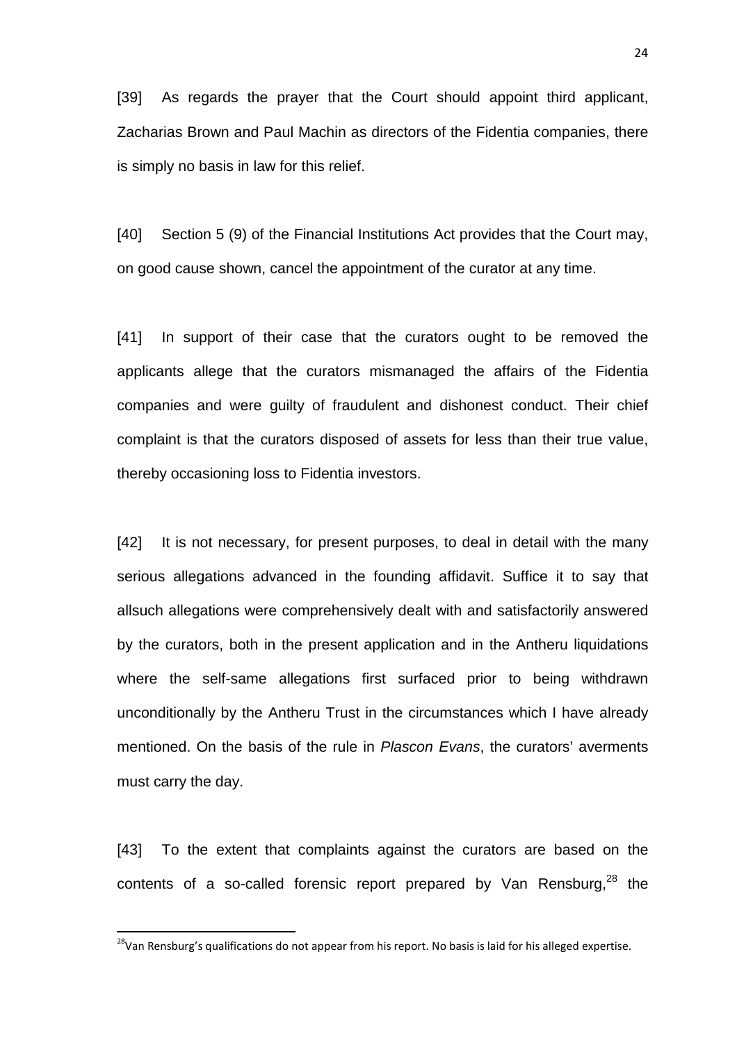[39] As regards the prayer that the Court should appoint third applicant, Zacharias Brown and Paul Machin as directors of the Fidentia companies, there is simply no basis in law for this relief.

[40] Section 5 (9) of the Financial Institutions Act provides that the Court may, on good cause shown, cancel the appointment of the curator at any time.

[41] In support of their case that the curators ought to be removed the applicants allege that the curators mismanaged the affairs of the Fidentia companies and were guilty of fraudulent and dishonest conduct. Their chief complaint is that the curators disposed of assets for less than their true value, thereby occasioning loss to Fidentia investors.

[42] It is not necessary, for present purposes, to deal in detail with the many serious allegations advanced in the founding affidavit. Suffice it to say that allsuch allegations were comprehensively dealt with and satisfactorily answered by the curators, both in the present application and in the Antheru liquidations where the self-same allegations first surfaced prior to being withdrawn unconditionally by the Antheru Trust in the circumstances which I have already mentioned. On the basis of the rule in *Plascon Evans*, the curators' averments must carry the day.

[43] To the extent that complaints against the curators are based on the contents of a so-called forensic report prepared by Van Rensburg,[28] the

[28] Van Rensburg's qualifications do not appear from his report. No basis is laid for his alleged expertise.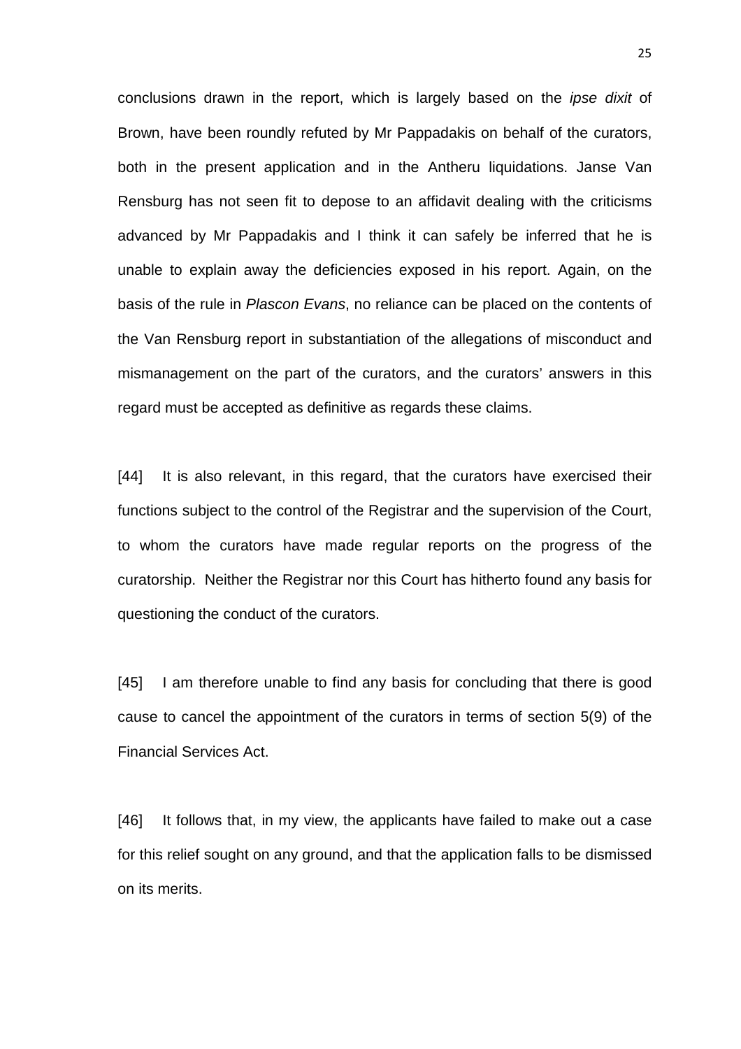conclusions drawn in the report, which is largely based on the *ipse dixit* of Brown, have been roundly refuted by Mr Pappadakis on behalf of the curators, both in the present application and in the Antheru liquidations. Janse Van Rensburg has not seen fit to depose to an affidavit dealing with the criticisms advanced by Mr Pappadakis and I think it can safely be inferred that he is unable to explain away the deficiencies exposed in his report. Again, on the basis of the rule in *Plascon Evans*, no reliance can be placed on the contents of the Van Rensburg report in substantiation of the allegations of misconduct and mismanagement on the part of the curators, and the curators' answers in this regard must be accepted as definitive as regards these claims.

[44] It is also relevant, in this regard, that the curators have exercised their functions subject to the control of the Registrar and the supervision of the Court, to whom the curators have made regular reports on the progress of the curatorship. Neither the Registrar nor this Court has hitherto found any basis for questioning the conduct of the curators.

[45] I am therefore unable to find any basis for concluding that there is good cause to cancel the appointment of the curators in terms of section 5(9) of the Financial Services Act.

[46] It follows that, in my view, the applicants have failed to make out a case for this relief sought on any ground, and that the application falls to be dismissed on its merits.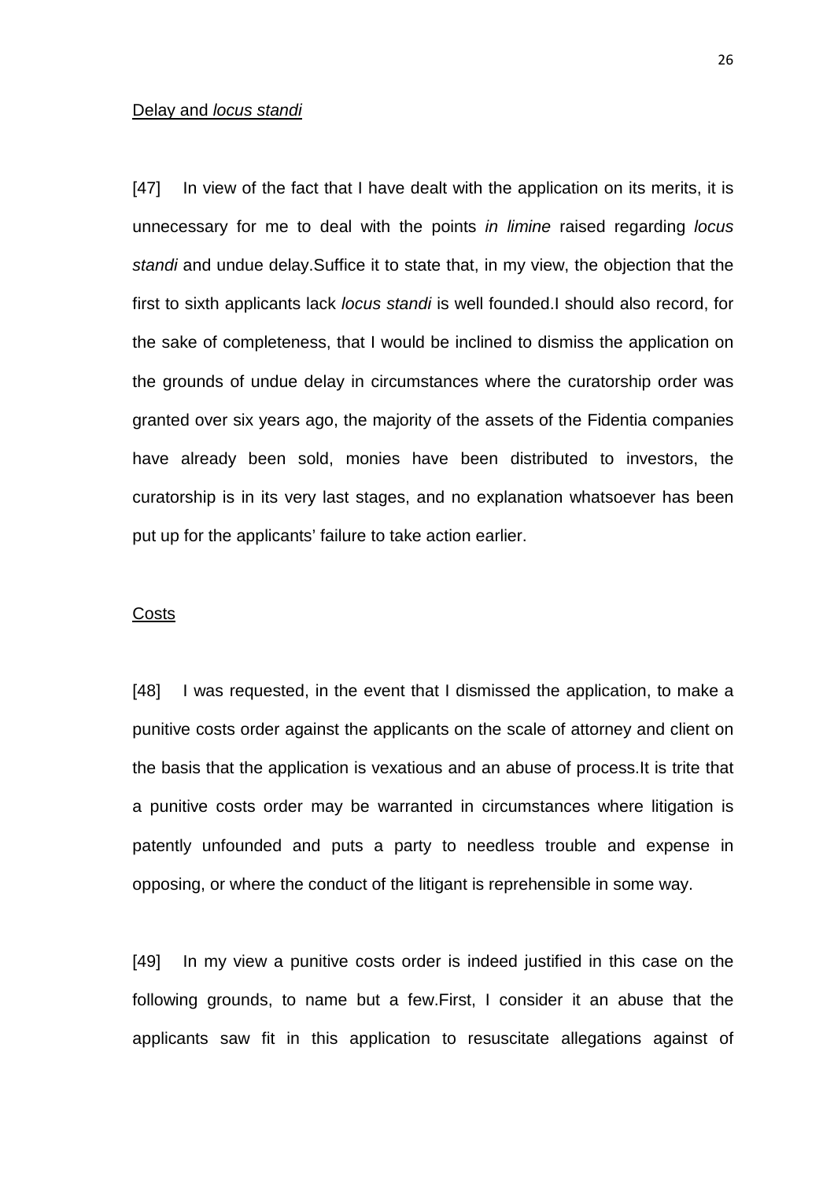Delay and *locus standi*

[47] In view of the fact that I have dealt with the application on its merits, it is unnecessary for me to deal with the points *in limine* raised regarding *locus standi* and undue delay.Suffice it to state that, in my view, the objection that the first to sixth applicants lack *locus standi* is well founded.I should also record, for the sake of completeness, that I would be inclined to dismiss the application on the grounds of undue delay in circumstances where the curatorship order was granted over six years ago, the majority of the assets of the Fidentia companies have already been sold, monies have been distributed to investors, the curatorship is in its very last stages, and no explanation whatsoever has been put up for the applicants' failure to take action earlier.

Costs

[48] I was requested, in the event that I dismissed the application, to make a punitive costs order against the applicants on the scale of attorney and client on the basis that the application is vexatious and an abuse of process.It is trite that a punitive costs order may be warranted in circumstances where litigation is patently unfounded and puts a party to needless trouble and expense in opposing, or where the conduct of the litigant is reprehensible in some way.

[49] In my view a punitive costs order is indeed justified in this case on the following grounds, to name but a few.First, I consider it an abuse that the applicants saw fit in this application to resuscitate allegations against of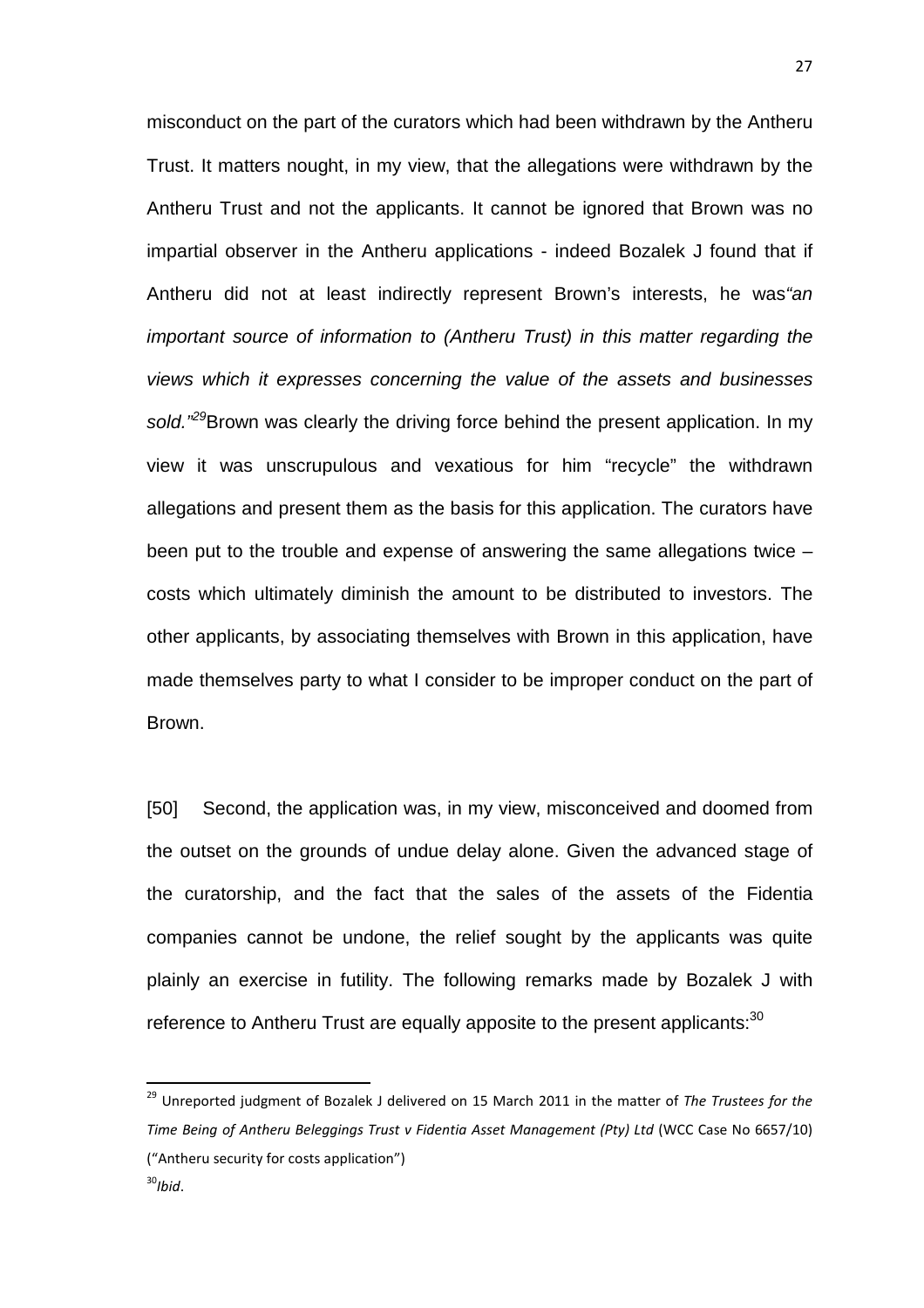misconduct on the part of the curators which had been withdrawn by the Antheru Trust. It matters nought, in my view, that the allegations were withdrawn by the Antheru Trust and not the applicants. It cannot be ignored that Brown was no impartial observer in the Antheru applications - indeed Bozalek J found that if Antheru did not at least indirectly represent Brown's interests, he was *"an important source of information to (Antheru Trust) in this matter regarding the views which it expresses concerning the value of the assets and businesses sold."*[29] Brown was clearly the driving force behind the present application. In my view it was unscrupulous and vexatious for him "recycle" the withdrawn allegations and present them as the basis for this application. The curators have been put to the trouble and expense of answering the same allegations twice – costs which ultimately diminish the amount to be distributed to investors. The other applicants, by associating themselves with Brown in this application, have made themselves party to what I consider to be improper conduct on the part of Brown.

[50] Second, the application was, in my view, misconceived and doomed from the outset on the grounds of undue delay alone. Given the advanced stage of the curatorship, and the fact that the sales of the assets of the Fidentia companies cannot be undone, the relief sought by the applicants was quite plainly an exercise in futility. The following remarks made by Bozalek J with reference to Antheru Trust are equally apposite to the present applicants:[30]

---

[29] Unreported judgment of Bozalek J delivered on 15 March 2011 in the matter of *The Trustees for the Time Being of Antheru Beleggings Trust v Fidentia Asset Management (Pty) Ltd* (WCC Case No 6657/10) ("Antheru security for costs application")

[30] *Ibid*.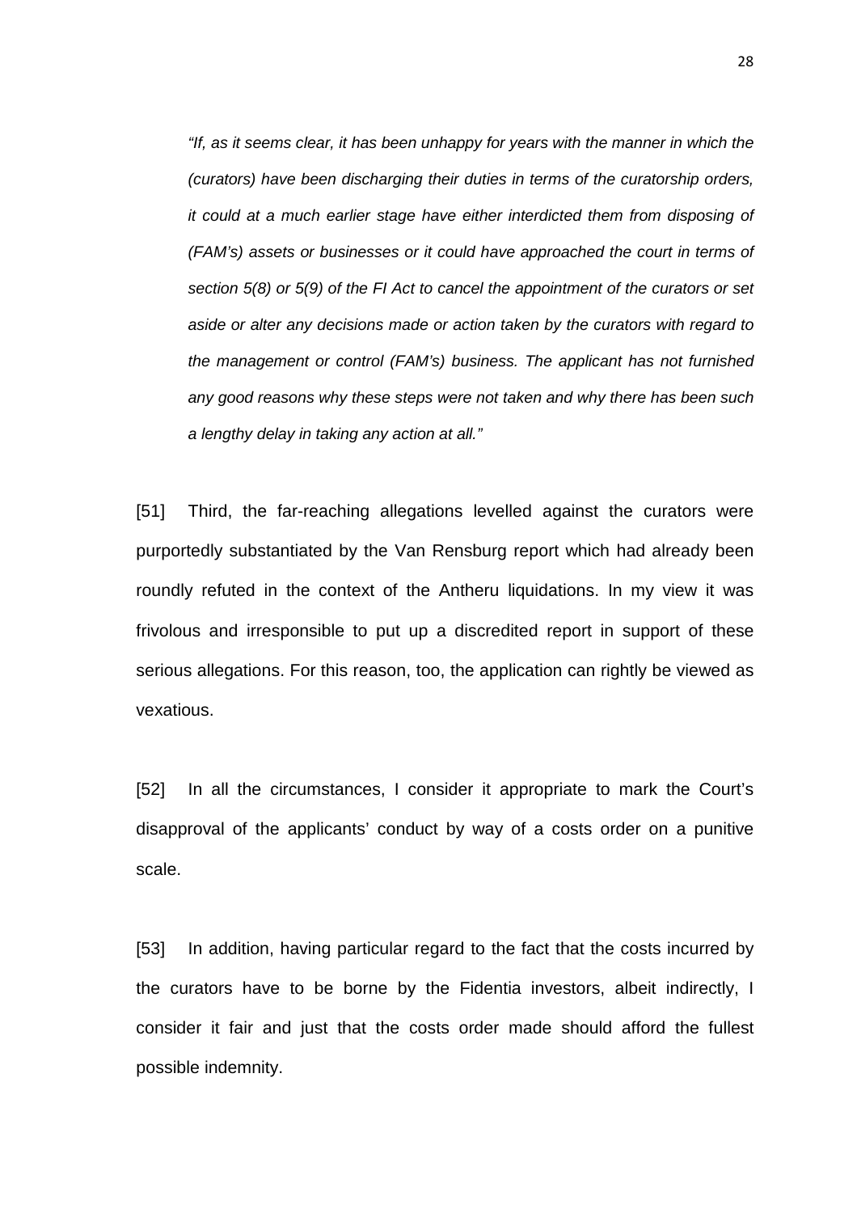*"If, as it seems clear, it has been unhappy for years with the manner in which the (curators) have been discharging their duties in terms of the curatorship orders, it could at a much earlier stage have either interdicted them from disposing of (FAM's) assets or businesses or it could have approached the court in terms of section 5(8) or 5(9) of the FI Act to cancel the appointment of the curators or set aside or alter any decisions made or action taken by the curators with regard to the management or control (FAM's) business. The applicant has not furnished any good reasons why these steps were not taken and why there has been such a lengthy delay in taking any action at all."*

[51] Third, the far-reaching allegations levelled against the curators were purportedly substantiated by the Van Rensburg report which had already been roundly refuted in the context of the Antheru liquidations. In my view it was frivolous and irresponsible to put up a discredited report in support of these serious allegations. For this reason, too, the application can rightly be viewed as vexatious.

[52] In all the circumstances, I consider it appropriate to mark the Court's disapproval of the applicants' conduct by way of a costs order on a punitive scale.

[53] In addition, having particular regard to the fact that the costs incurred by the curators have to be borne by the Fidentia investors, albeit indirectly, I consider it fair and just that the costs order made should afford the fullest possible indemnity.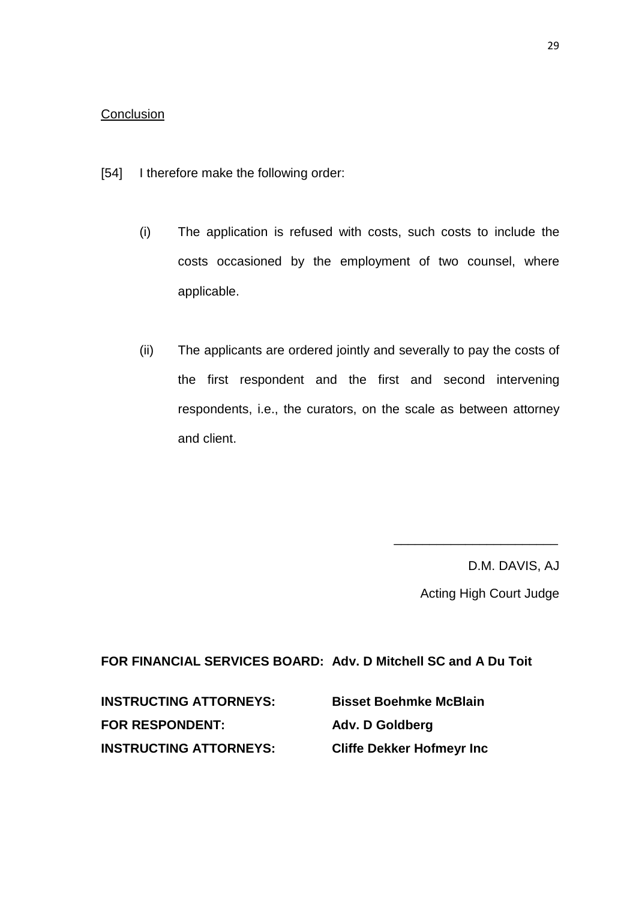<u>Conclusion</u>

[54] I therefore make the following order:

(i) The application is refused with costs, such costs to include the costs occasioned by the employment of two counsel, where applicable.

(ii) The applicants are ordered jointly and severally to pay the costs of the first respondent and the first and second intervening respondents, i.e., the curators, on the scale as between attorney and client.

\_\_\_\_\_\_\_\_\_\_\_\_\_\_\_\_\_\_\_\_\_\_\_

D.M. DAVIS, AJ

Acting High Court Judge

| | |
|---|---|
| **FOR FINANCIAL SERVICES BOARD:** | **Adv. D Mitchell SC and A Du Toit** |
| **INSTRUCTING ATTORNEYS:** | **Bisset Boehmke McBlain** |
| **FOR RESPONDENT:** | **Adv. D Goldberg** |
| **INSTRUCTING ATTORNEYS:** | **Cliffe Dekker Hofmeyr Inc** |